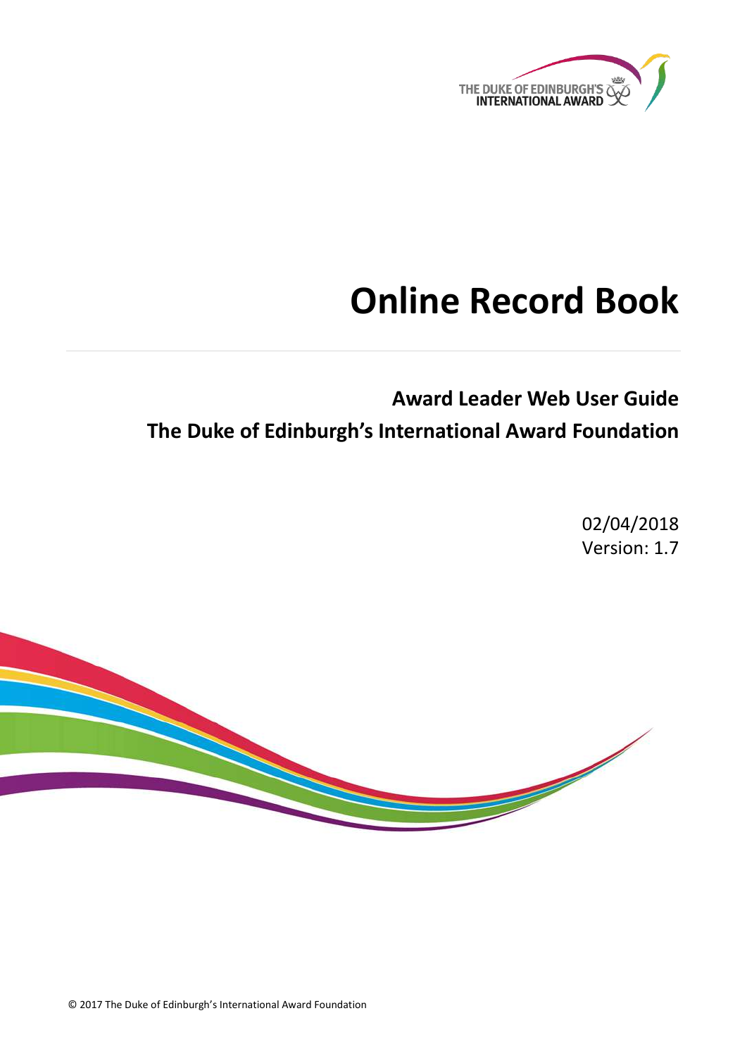THE DUKE OF EDINBURGH'S INTERNATIONAL AWARD

# Online Record Book

## Award Leader Web User Guide

## The Duke of Edinburgh's International Award Foundation

02/04/2018

Version: 1.7

© 2017 The Duke of Edinburgh's International Award Foundation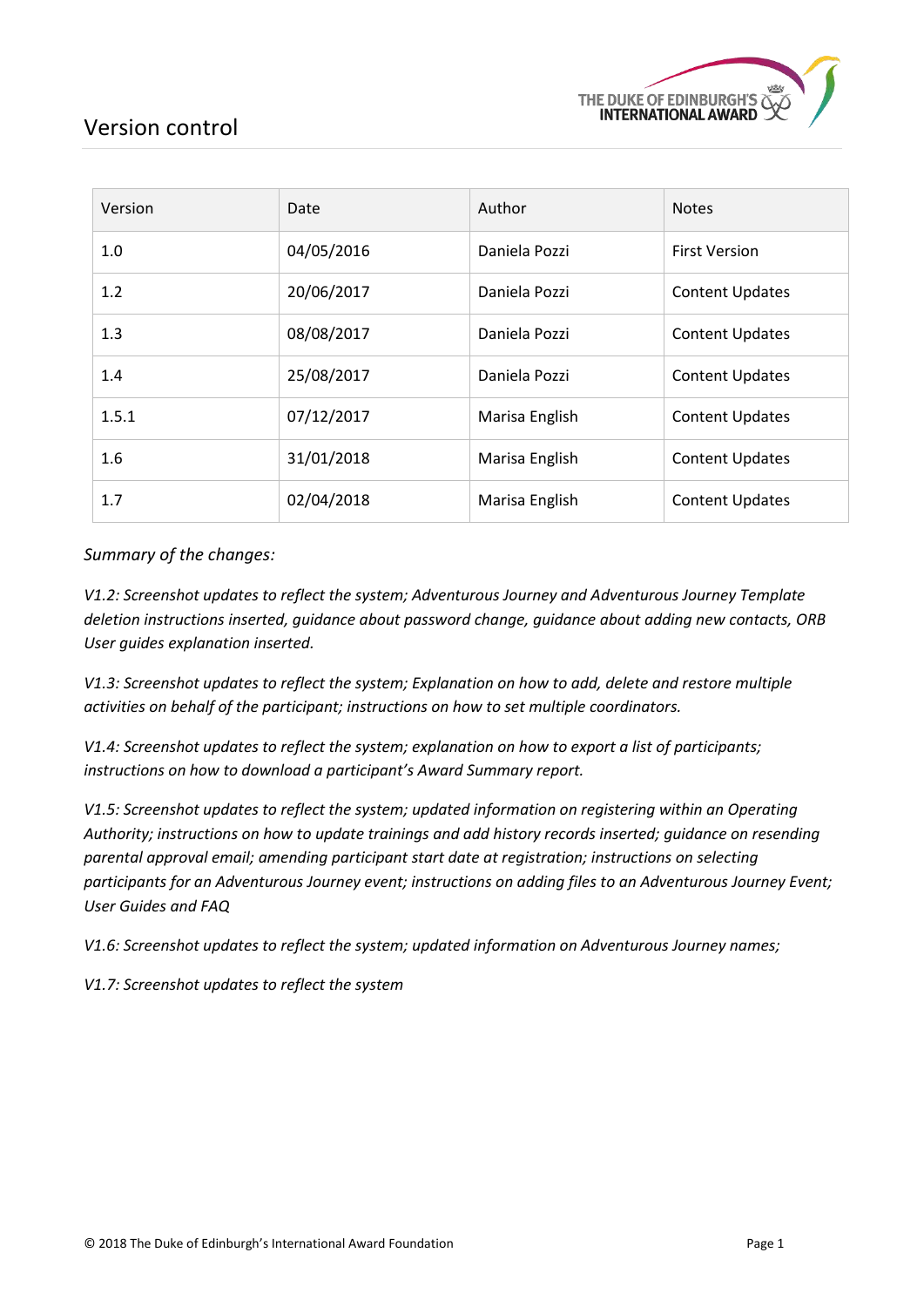# Version control

| Version | Date | Author | Notes |
|---|---|---|---|
| 1.0 | 04/05/2016 | Daniela Pozzi | First Version |
| 1.2 | 20/06/2017 | Daniela Pozzi | Content Updates |
| 1.3 | 08/08/2017 | Daniela Pozzi | Content Updates |
| 1.4 | 25/08/2017 | Daniela Pozzi | Content Updates |
| 1.5.1 | 07/12/2017 | Marisa English | Content Updates |
| 1.6 | 31/01/2018 | Marisa English | Content Updates |
| 1.7 | 02/04/2018 | Marisa English | Content Updates |

*Summary of the changes:*

*V1.2: Screenshot updates to reflect the system; Adventurous Journey and Adventurous Journey Template deletion instructions inserted, guidance about password change, guidance about adding new contacts, ORB User guides explanation inserted.*

*V1.3: Screenshot updates to reflect the system; Explanation on how to add, delete and restore multiple activities on behalf of the participant; instructions on how to set multiple coordinators.*

*V1.4: Screenshot updates to reflect the system; explanation on how to export a list of participants; instructions on how to download a participant's Award Summary report.*

*V1.5: Screenshot updates to reflect the system; updated information on registering within an Operating Authority; instructions on how to update trainings and add history records inserted; guidance on resending parental approval email; amending participant start date at registration; instructions on selecting participants for an Adventurous Journey event; instructions on adding files to an Adventurous Journey Event; User Guides and FAQ*

*V1.6: Screenshot updates to reflect the system; updated information on Adventurous Journey names;*

*V1.7: Screenshot updates to reflect the system*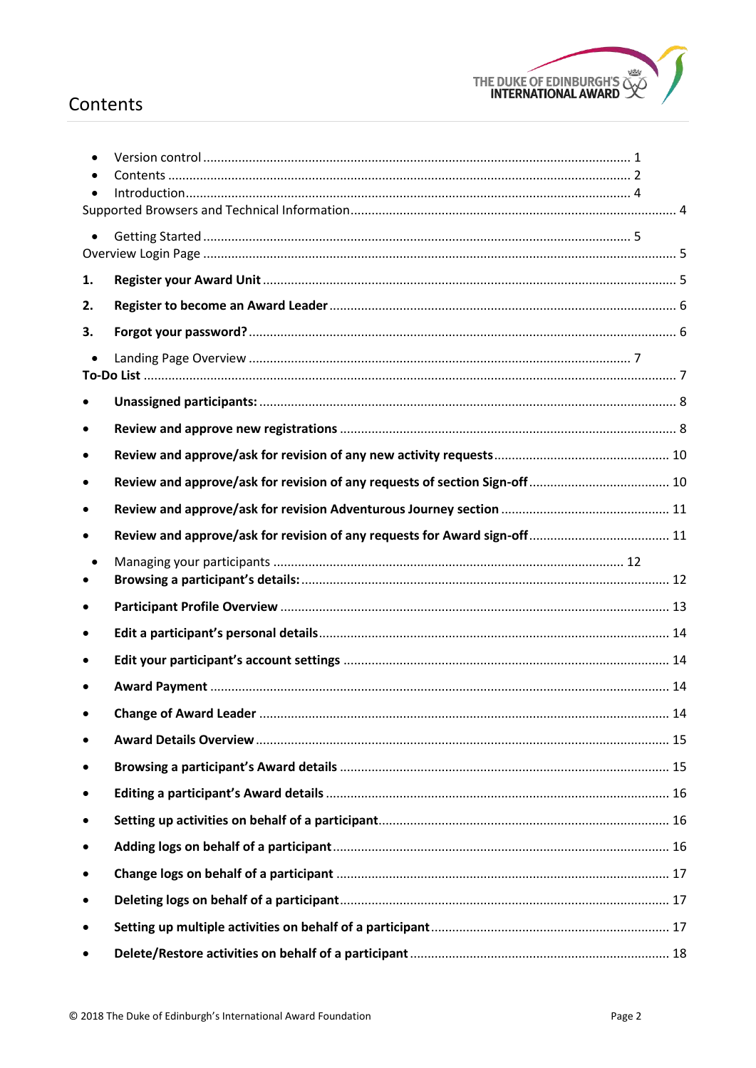# Contents

- Version control ........................................................................................................... 1
- Contents ...................................................................................................................... 2
- Introduction.................................................................................................................. 4

Supported Browsers and Technical Information................................................................. 4

- Getting Started ............................................................................................................ 5

Overview Login Page ........................................................................................................ 5

1. **Register your Award Unit** ........................................................................................ 5
2. **Register to become an Award Leader** ..................................................................... 6
3. **Forgot your password?** ............................................................................................ 6

- Landing Page Overview ............................................................................................... 7

**To-Do List** ...................................................................................................................... 7

- **Unassigned participants:** ........................................................................................... 8
- **Review and approve new registrations** ...................................................................... 8
- **Review and approve/ask for revision of any new activity requests** ........................... 10
- **Review and approve/ask for revision of any requests of section Sign-off** ................. 10
- **Review and approve/ask for revision Adventurous Journey section** ......................... 11
- **Review and approve/ask for revision of any requests for Award sign-off** .................. 11

- Managing your participants ....................................................................................... 12
- **Browsing a participant's details:** ................................................................................ 12
- **Participant Profile Overview** ...................................................................................... 13
- **Edit a participant's personal details** ........................................................................... 14
- **Edit your participant's account settings** ..................................................................... 14
- **Award Payment** .......................................................................................................... 14
- **Change of Award Leader** ............................................................................................ 14
- **Award Details Overview** ............................................................................................. 15
- **Browsing a participant's Award details** ...................................................................... 15
- **Editing a participant's Award details** .......................................................................... 16
- **Setting up activities on behalf of a participant** ............................................................ 16
- **Adding logs on behalf of a participant** ........................................................................ 16
- **Change logs on behalf of a participant** ...................................................................... 17
- **Deleting logs on behalf of a participant** ...................................................................... 17
- **Setting up multiple activities on behalf of a participant** .............................................. 17
- **Delete/Restore activities on behalf of a participant** .................................................... 18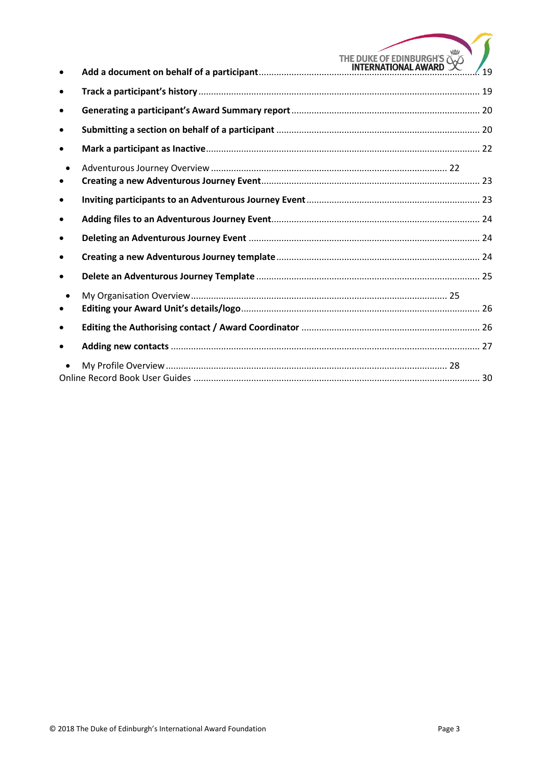- **Add a document on behalf of a participant** ........................................................................... 19
- **Track a participant's history** ............................................................................................... 19
- **Generating a participant's Award Summary report** ............................................................... 20
- **Submitting a section on behalf of a participant** ................................................................... 20
- **Mark a participant as Inactive** .............................................................................................. 22
  - Adventurous Journey Overview ................................................................................ 22
- **Creating a new Adventurous Journey Event** ......................................................................... 23
- **Inviting participants to an Adventurous Journey Event** ........................................................ 23
- **Adding files to an Adventurous Journey Event** ..................................................................... 24
- **Deleting an Adventurous Journey Event** .............................................................................. 24
- **Creating a new Adventurous Journey template** .................................................................... 24
- **Delete an Adventurous Journey Template** ........................................................................... 25
  - My Organisation Overview ........................................................................................ 25
- **Editing your Award Unit's details/logo** ................................................................................. 26
- **Editing the Authorising contact / Award Coordinator** .......................................................... 26
- **Adding new contacts** ............................................................................................................ 27
  - My Profile Overview ................................................................................................. 28

Online Record Book User Guides ...................................................................................................... 30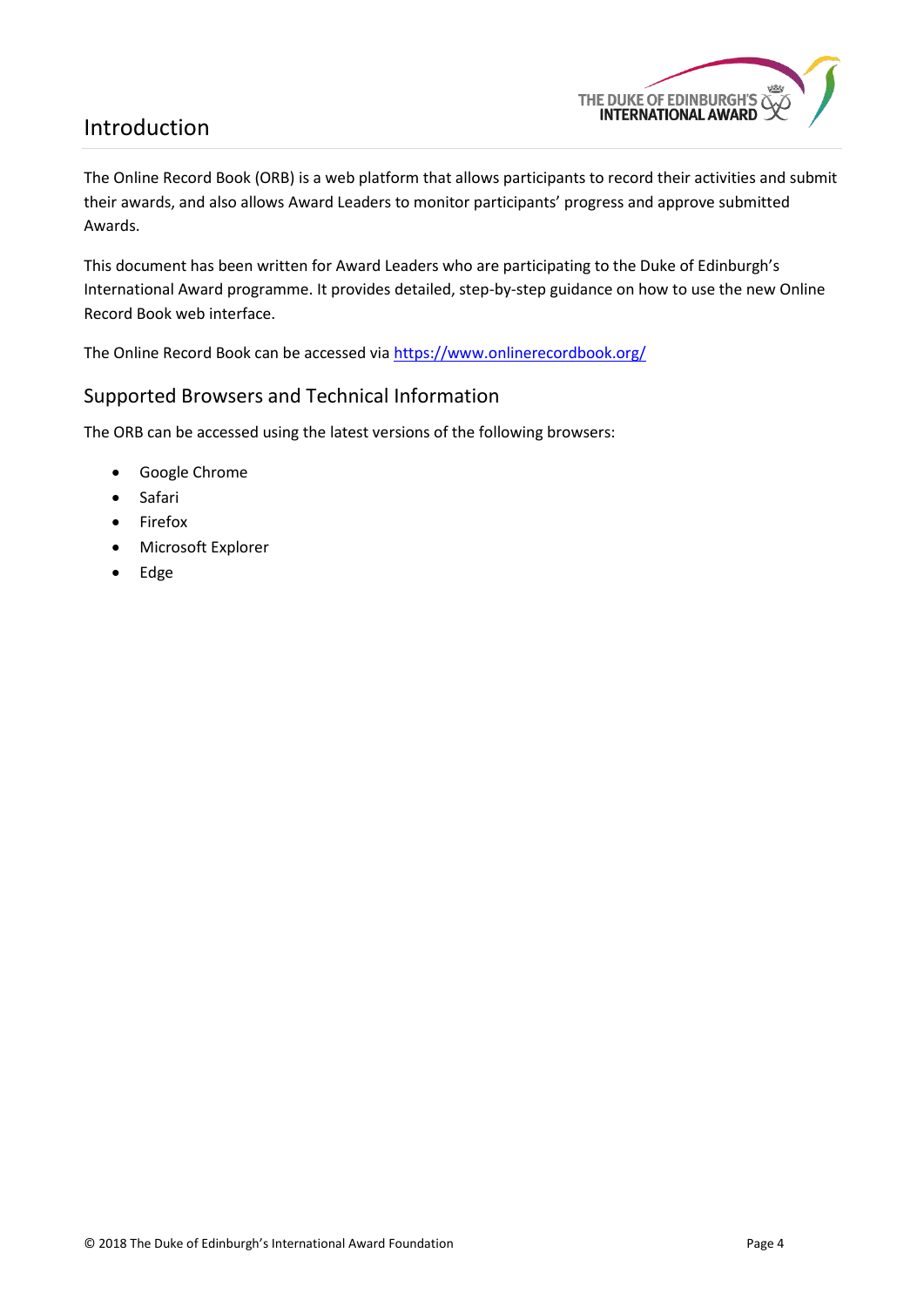# Introduction

The Online Record Book (ORB) is a web platform that allows participants to record their activities and submit their awards, and also allows Award Leaders to monitor participants' progress and approve submitted Awards.

This document has been written for Award Leaders who are participating to the Duke of Edinburgh's International Award programme. It provides detailed, step-by-step guidance on how to use the new Online Record Book web interface.

The Online Record Book can be accessed via https://www.onlinerecordbook.org/

## Supported Browsers and Technical Information

The ORB can be accessed using the latest versions of the following browsers:

- Google Chrome
- Safari
- Firefox
- Microsoft Explorer
- Edge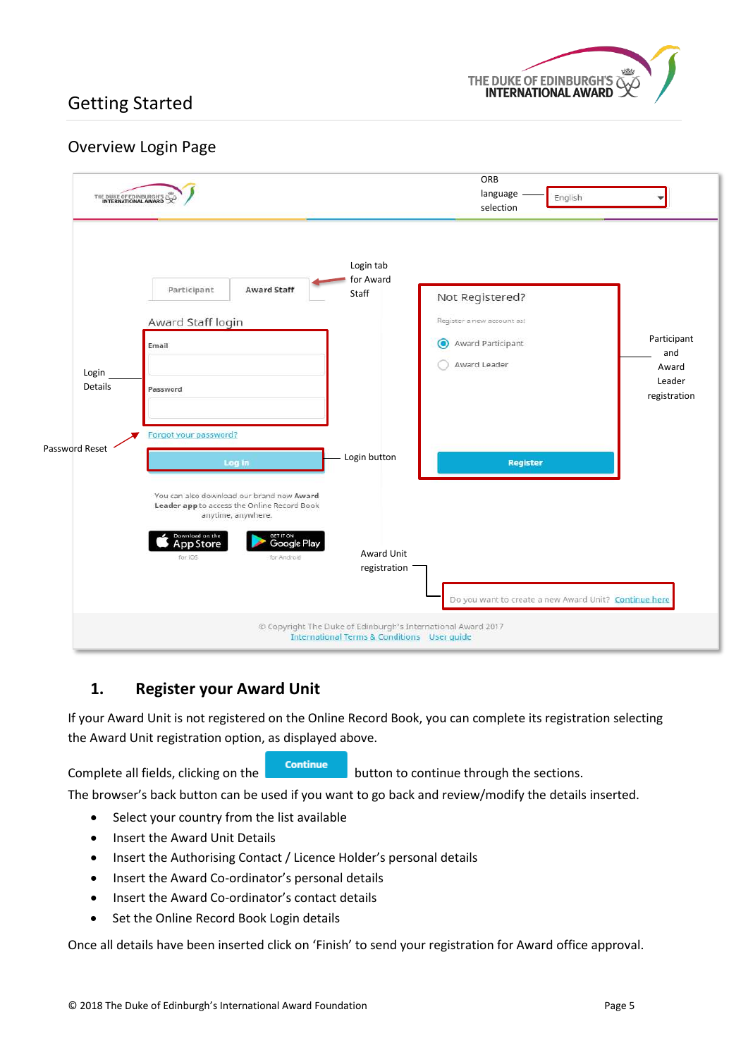## Getting Started

### Overview Login Page

ORB language selection — English

Login tab for Award Staff

Participant | Award Staff

Award Staff login

Login Details

Email

Password

Password Reset — Forgot your password?

Log in — Login button

Not Registered?

Register a new account as:

- Award Participant
- Award Leader

Register

Participant and Award Leader registration

You can also download our brand new Award Leader app to access the Online Record Book anytime, anywhere.

Download on the App Store (for iOS) | Get it on Google Play (for Android)

Award Unit registration — Do you want to create a new Award Unit? Continue here

© Copyright The Duke of Edinburgh's International Award 2017
International Terms & Conditions User guide

## 1. Register your Award Unit

If your Award Unit is not registered on the Online Record Book, you can complete its registration selecting the Award Unit registration option, as displayed above.

Complete all fields, clicking on the **Continue** button to continue through the sections.
The browser's back button can be used if you want to go back and review/modify the details inserted.

- Select your country from the list available
- Insert the Award Unit Details
- Insert the Authorising Contact / Licence Holder's personal details
- Insert the Award Co-ordinator's personal details
- Insert the Award Co-ordinator's contact details
- Set the Online Record Book Login details

Once all details have been inserted click on 'Finish' to send your registration for Award office approval.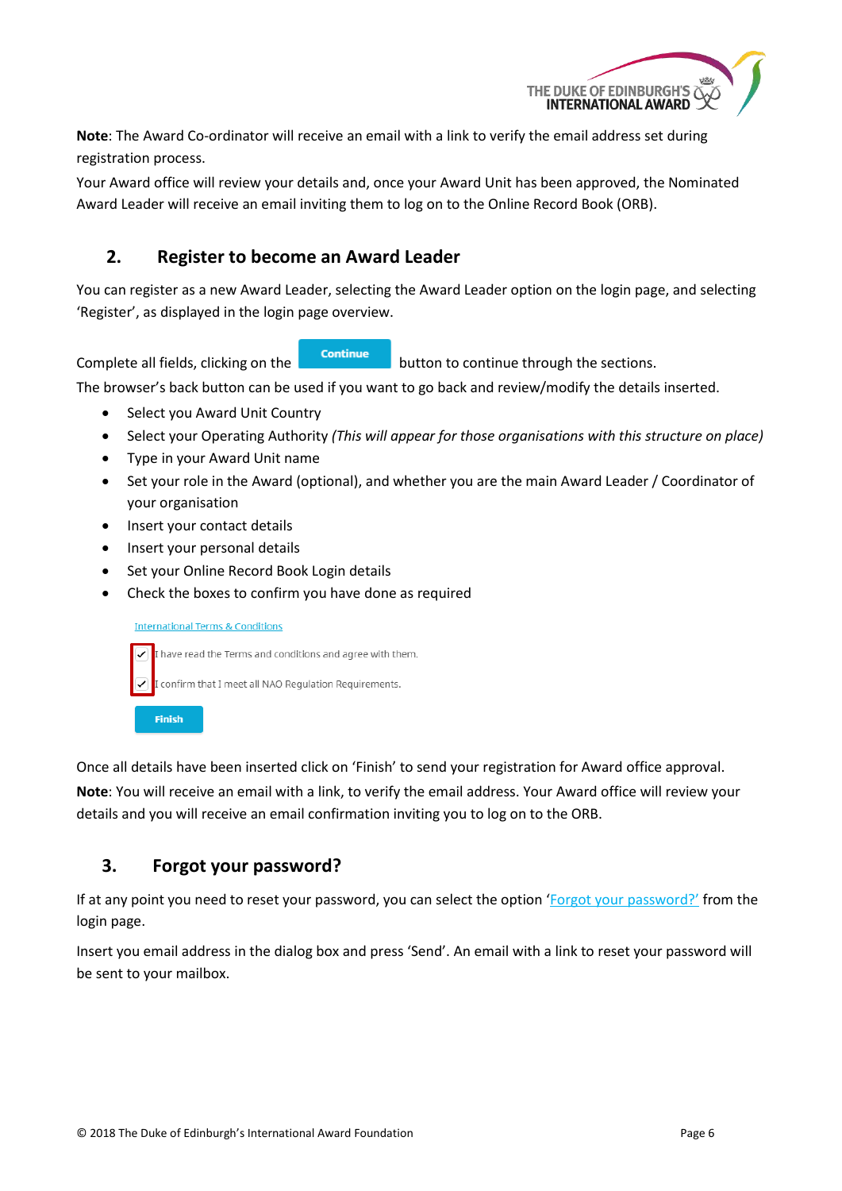**Note**: The Award Co-ordinator will receive an email with a link to verify the email address set during registration process.

Your Award office will review your details and, once your Award Unit has been approved, the Nominated Award Leader will receive an email inviting them to log on to the Online Record Book (ORB).

## 2. Register to become an Award Leader

You can register as a new Award Leader, selecting the Award Leader option on the login page, and selecting 'Register', as displayed in the login page overview.

Complete all fields, clicking on the **Continue** button to continue through the sections.

The browser's back button can be used if you want to go back and review/modify the details inserted.

- Select you Award Unit Country
- Select your Operating Authority *(This will appear for those organisations with this structure on place)*
- Type in your Award Unit name
- Set your role in the Award (optional), and whether you are the main Award Leader / Coordinator of your organisation
- Insert your contact details
- Insert your personal details
- Set your Online Record Book Login details
- Check the boxes to confirm you have done as required

International Terms & Conditions

- [x] I have read the Terms and conditions and agree with them.
- [x] I confirm that I meet all NAO Regulation Requirements.

**Finish**

Once all details have been inserted click on 'Finish' to send your registration for Award office approval.

**Note**: You will receive an email with a link, to verify the email address. Your Award office will review your details and you will receive an email confirmation inviting you to log on to the ORB.

## 3. Forgot your password?

If at any point you need to reset your password, you can select the option 'Forgot your password?' from the login page.

Insert you email address in the dialog box and press 'Send'. An email with a link to reset your password will be sent to your mailbox.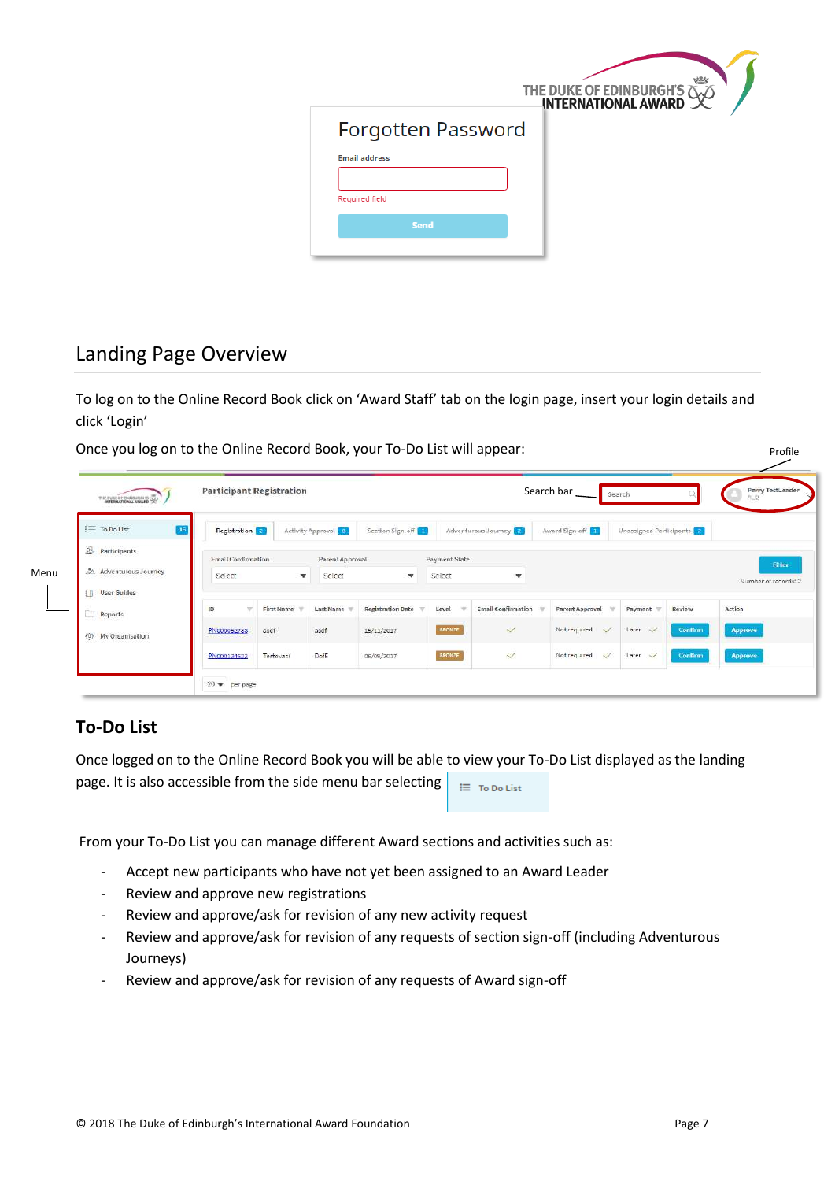## Landing Page Overview

To log on to the Online Record Book click on 'Award Staff' tab on the login page, insert your login details and click 'Login'

Once you log on to the Online Record Book, your To-Do List will appear:

## To-Do List

Once logged on to the Online Record Book you will be able to view your To-Do List displayed as the landing page. It is also accessible from the side menu bar selecting To Do List

From your To-Do List you can manage different Award sections and activities such as:

- Accept new participants who have not yet been assigned to an Award Leader
- Review and approve new registrations
- Review and approve/ask for revision of any new activity request
- Review and approve/ask for revision of any requests of section sign-off (including Adventurous Journeys)
- Review and approve/ask for revision of any requests of Award sign-off

© 2018 The Duke of Edinburgh's International Award Foundation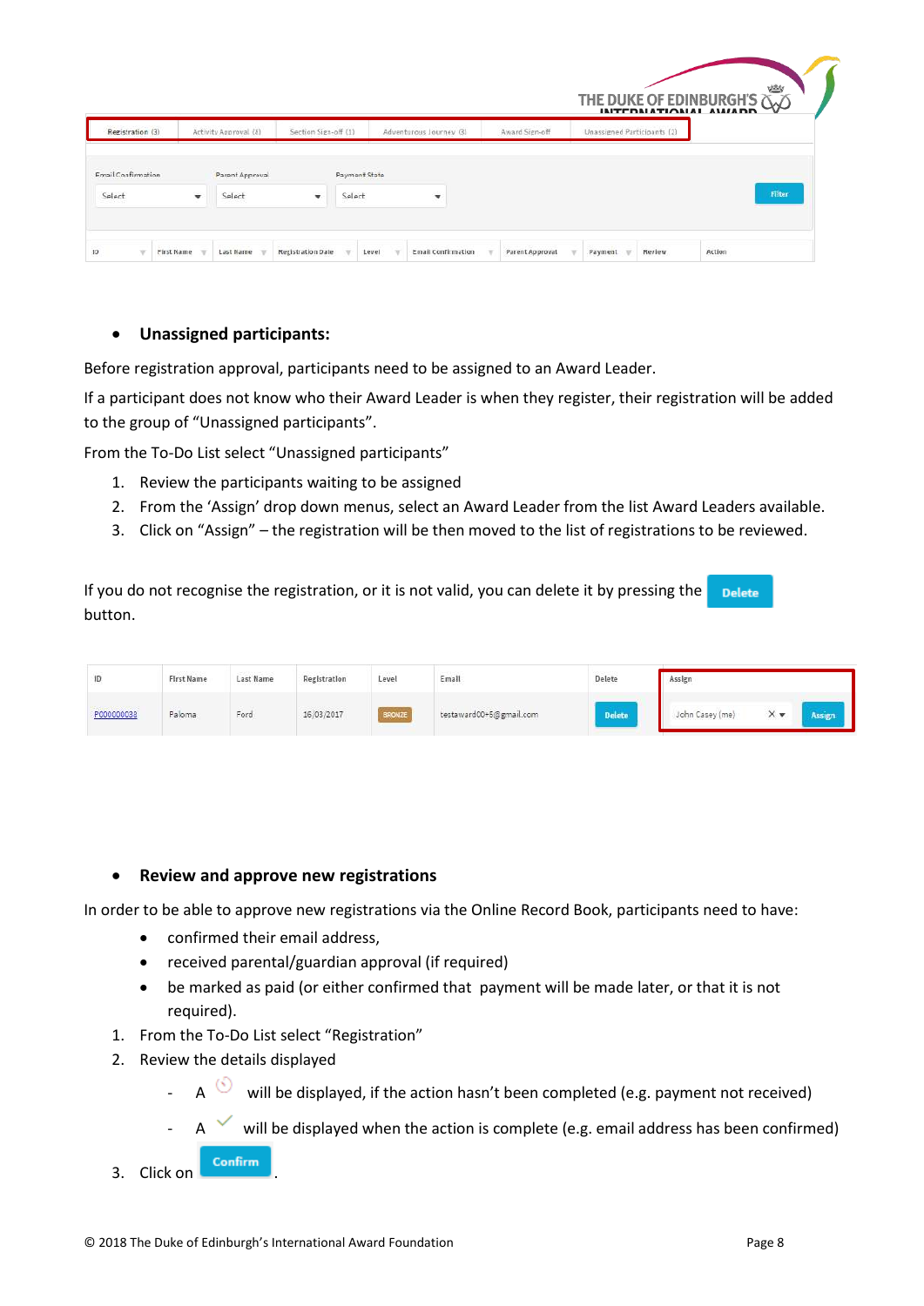- **Unassigned participants:**

Before registration approval, participants need to be assigned to an Award Leader.

If a participant does not know who their Award Leader is when they register, their registration will be added to the group of "Unassigned participants".

From the To-Do List select "Unassigned participants"

1. Review the participants waiting to be assigned
2. From the 'Assign' drop down menus, select an Award Leader from the list Award Leaders available.
3. Click on "Assign" – the registration will be then moved to the list of registrations to be reviewed.

If you do not recognise the registration, or it is not valid, you can delete it by pressing the **Delete** button.

- **Review and approve new registrations**

In order to be able to approve new registrations via the Online Record Book, participants need to have:

- confirmed their email address,
- received parental/guardian approval (if required)
- be marked as paid (or either confirmed that payment will be made later, or that it is not required).

1. From the To-Do List select "Registration"
2. Review the details displayed
   - A ⏱ will be displayed, if the action hasn't been completed (e.g. payment not received)
   - A ✓ will be displayed when the action is complete (e.g. email address has been confirmed)
3. Click on **Confirm**.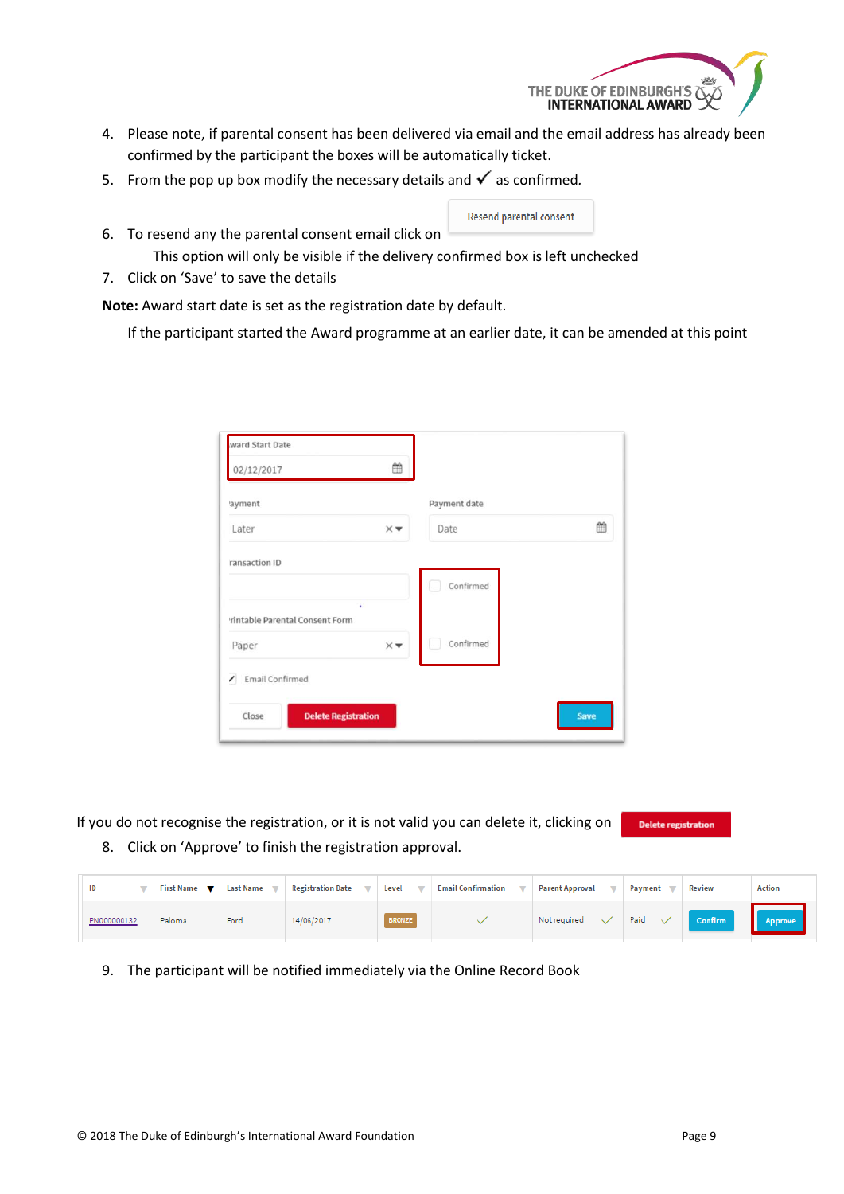4. Please note, if parental consent has been delivered via email and the email address has already been confirmed by the participant the boxes will be automatically ticket.
5. From the pop up box modify the necessary details and ✓ as confirmed.
6. To resend any the parental consent email click on Resend parental consent

   This option will only be visible if the delivery confirmed box is left unchecked
7. Click on 'Save' to save the details

**Note:** Award start date is set as the registration date by default.

If the participant started the Award programme at an earlier date, it can be amended at this point

If you do not recognise the registration, or it is not valid you can delete it, clicking on Delete registration

8. Click on 'Approve' to finish the registration approval.

| ID | First Name | Last Name | Registration Date | Level | Email Confirmation | Parent Approval | Payment | Review | Action |
|---|---|---|---|---|---|---|---|---|---|
| PN000000132 | Paloma | Ford | 14/06/2017 | BRONZE | ✓ | Not required ✓ | Paid ✓ | Confirm | Approve |

9. The participant will be notified immediately via the Online Record Book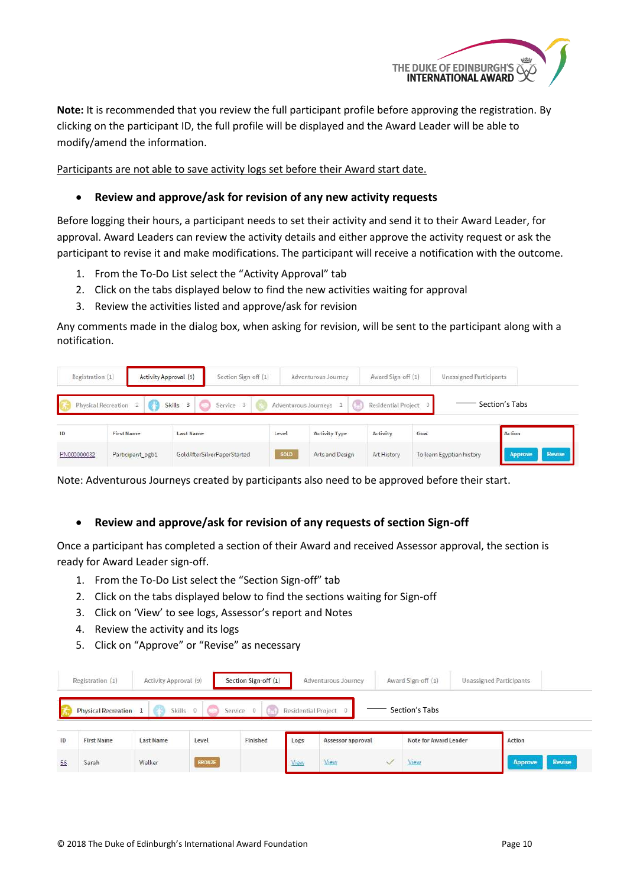**Note:** It is recommended that you review the full participant profile before approving the registration. By clicking on the participant ID, the full profile will be displayed and the Award Leader will be able to modify/amend the information.

Participants are not able to save activity logs set before their Award start date.

- **Review and approve/ask for revision of any new activity requests**

Before logging their hours, a participant needs to set their activity and send it to their Award Leader, for approval. Award Leaders can review the activity details and either approve the activity request or ask the participant to revise it and make modifications. The participant will receive a notification with the outcome.

1. From the To-Do List select the "Activity Approval" tab
2. Click on the tabs displayed below to find the new activities waiting for approval
3. Review the activities listed and approve/ask for revision

Any comments made in the dialog box, when asking for revision, will be sent to the participant along with a notification.

Registration (1) | Activity Approval (9) | Section Sign-off (1) | Adventurous Journey | Award Sign-off (1) | Unassigned Participants

Physical Recreation 2 | Skills 3 | Service 3 | Adventurous Journeys 1 | Residential Project 0 — Section's Tabs

| ID | First Name | Last Name | Level | Activity Type | Activity | Goal | Action |
|---|---|---|---|---|---|---|---|
| PN000000032 | Participant_pgb1 | GoldAfterSilverPaperStarted | GOLD | Arts and Design | Art History | To learn Egyptian history | Approve Revise |

Note: Adventurous Journeys created by participants also need to be approved before their start.

- **Review and approve/ask for revision of any requests of section Sign-off**

Once a participant has completed a section of their Award and received Assessor approval, the section is ready for Award Leader sign-off.

1. From the To-Do List select the "Section Sign-off" tab
2. Click on the tabs displayed below to find the sections waiting for Sign-off
3. Click on 'View' to see logs, Assessor's report and Notes
4. Review the activity and its logs
5. Click on "Approve" or "Revise" as necessary

Registration (1) | Activity Approval (9) | Section Sign-off (1) | Adventurous Journey | Award Sign-off (1) | Unassigned Participants

Physical Recreation 1 | Skills 0 | Service 0 | Residential Project 0 — Section's Tabs

| ID | First Name | Last Name | Level | Finished | Logs | Assessor approval | Note for Award Leader | Action |
|---|---|---|---|---|---|---|---|---|
| 56 | Sarah | Walker | BRONZE | | View | View ✓ | View | Approve Revise |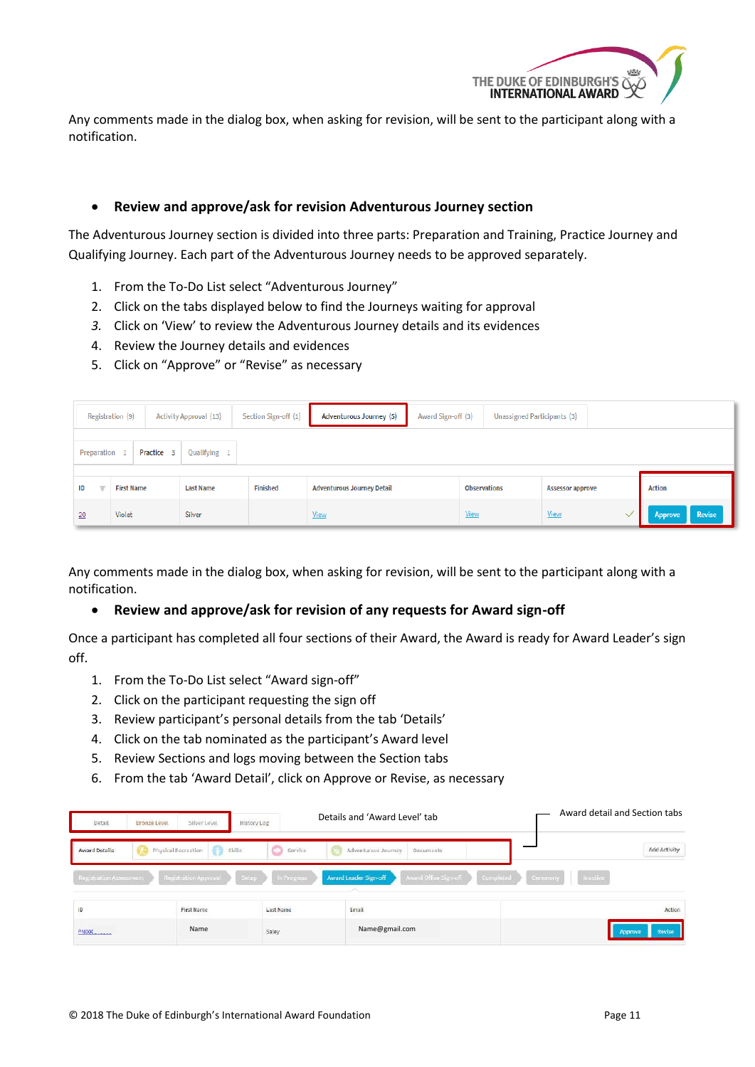Any comments made in the dialog box, when asking for revision, will be sent to the participant along with a notification.

- **Review and approve/ask for revision Adventurous Journey section**

The Adventurous Journey section is divided into three parts: Preparation and Training, Practice Journey and Qualifying Journey. Each part of the Adventurous Journey needs to be approved separately.

1. From the To-Do List select “Adventurous Journey”
2. Click on the tabs displayed below to find the Journeys waiting for approval
3. Click on ‘View’ to review the Adventurous Journey details and its evidences
4. Review the Journey details and evidences
5. Click on “Approve” or “Revise” as necessary

Any comments made in the dialog box, when asking for revision, will be sent to the participant along with a notification.

- **Review and approve/ask for revision of any requests for Award sign-off**

Once a participant has completed all four sections of their Award, the Award is ready for Award Leader’s sign off.

1. From the To-Do List select “Award sign-off”
2. Click on the participant requesting the sign off
3. Review participant’s personal details from the tab ‘Details’
4. Click on the tab nominated as the participant’s Award level
5. Review Sections and logs moving between the Section tabs
6. From the tab ‘Award Detail’, click on Approve or Revise, as necessary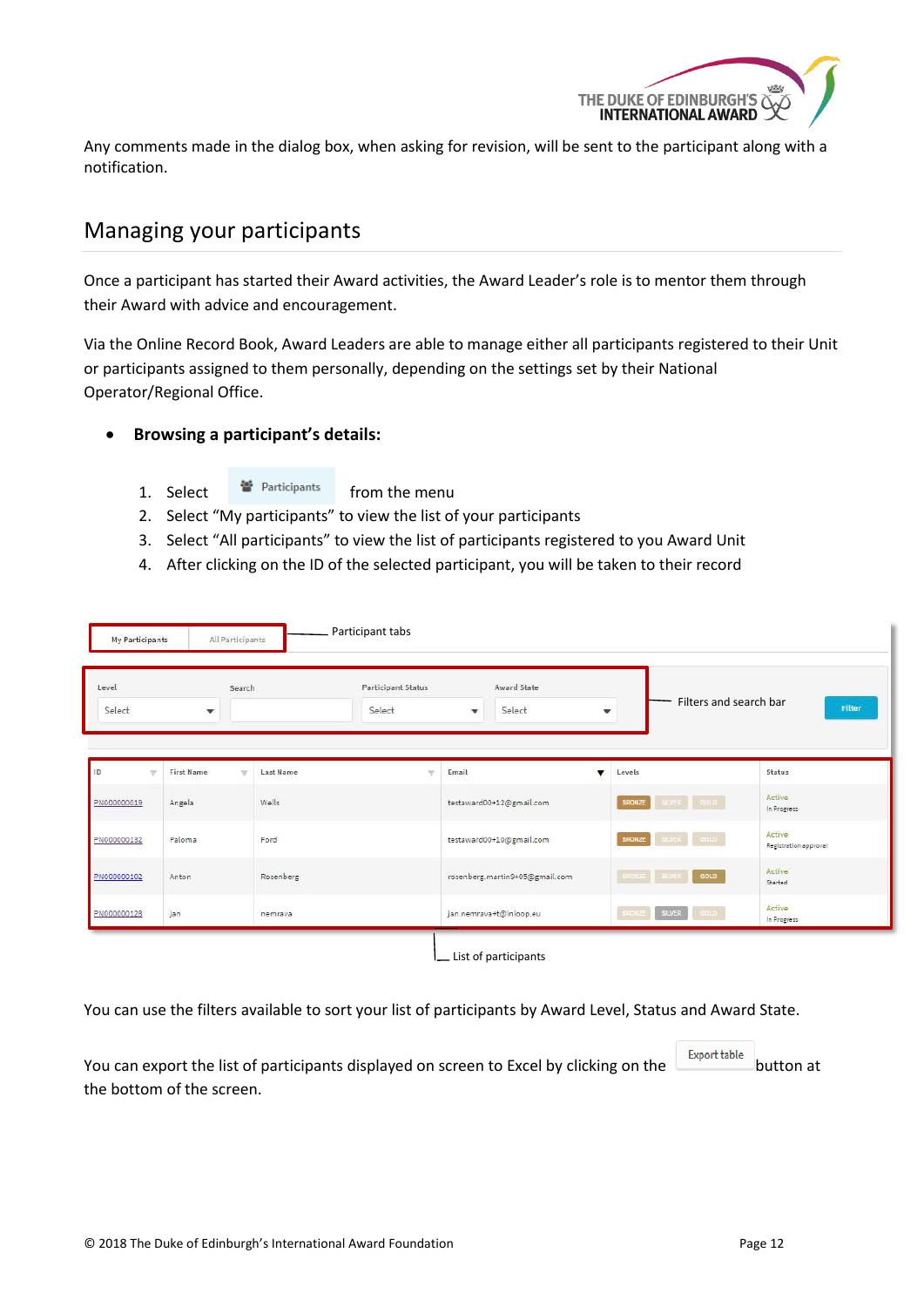Any comments made in the dialog box, when asking for revision, will be sent to the participant along with a notification.

## Managing your participants

Once a participant has started their Award activities, the Award Leader's role is to mentor them through their Award with advice and encouragement.

Via the Online Record Book, Award Leaders are able to manage either all participants registered to their Unit or participants assigned to them personally, depending on the settings set by their National Operator/Regional Office.

- **Browsing a participant's details:**

1. Select Participants from the menu
2. Select "My participants" to view the list of your participants
3. Select "All participants" to view the list of participants registered to you Award Unit
4. After clicking on the ID of the selected participant, you will be taken to their record

Participant tabs: My Participants | All Participants

Filters and search bar: Level (Select) | Search | Participant Status (Select) | Award State (Select) | Filter

| ID | First Name | Last Name | Email | Levels | Status |
|---|---|---|---|---|---|
| PN000000019 | Angela | Wells | testaward00+12@gmail.com | BRONZE SILVER GOLD | Active In Progress |
| PN000000132 | Paloma | Ford | testaward00+10@gmail.com | BRONZE SILVER GOLD | Active Registration approval |
| PN000000102 | Anton | Rosenberg | rosenberg.martin9+05@gmail.com | BRONZE SILVER GOLD | Active Started |
| PN000000123 | jan | nemrava | jan.nemrava+t@inloop.eu | BRONZE SILVER GOLD | Active In Progress |

List of participants

You can use the filters available to sort your list of participants by Award Level, Status and Award State.

You can export the list of participants displayed on screen to Excel by clicking on the Export table button at the bottom of the screen.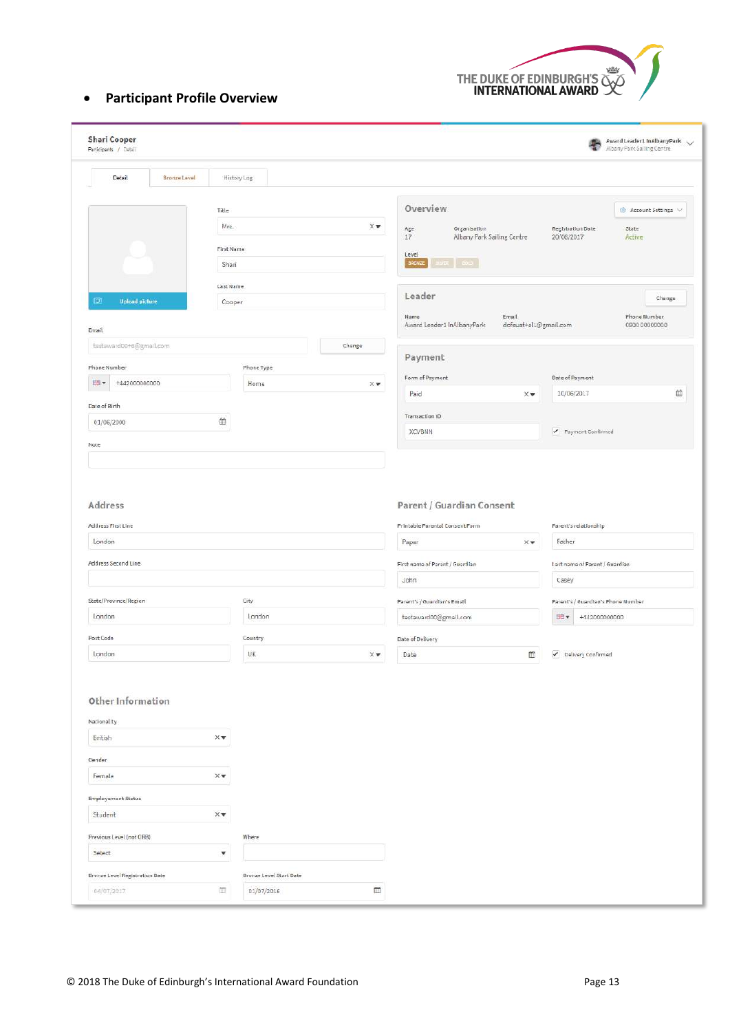- **Participant Profile Overview**

**Shari Cooper**
Participants / Detail

Award Leader1 InAlbanyPark
Albany Park Sailing Centre

Detail | Bronze Level | History Log

Upload picture

Title: Mrs.

First Name: Shari

Last Name: Cooper

Email: testaward00+6@gmail.com — Change

Phone Number: +442000000000

Phone Type: Home

Date of Birth: 01/06/2000

Note

## Overview

Account Settings

| Age | Organisation | Registration Date | State |
|---|---|---|---|
| 17 | Albany Park Sailing Centre | 20/06/2017 | Active |

Level: BRONZE SILVER GOLD

## Leader

Change

| Name | Email | Phone Number |
|---|---|---|
| Award Leader1 InAlbanyPark | defaultall@gmail.com | 0000 00000000 |

## Payment

Form of Payment: Paid

Date of Payment: 20/06/2017

Transaction ID: XCVBNN

Payment Confirmed

## Address

Address First Line: London

Address Second Line

State/Province/Region: London

City: London

Post Code: London

Country: UK

## Parent / Guardian Consent

Printable Parental Consent Form: Paper

Parent's relationship: Father

First name of Parent / Guardian: John

Last name of Parent / Guardian: Casey

Parent's / Guardian's Email: testaward00@gmail.com

Parent's / Guardian's Phone Number: +442000000000

Date of Delivery: Date

Delivery Confirmed

## Other Information

Nationality: British

Gender: Female

Employment Status: Student

Previous Level (not DRB): Select

Where

Bronze Level Registration Date: 04/07/2017

Bronze Level Start Date: 01/07/2016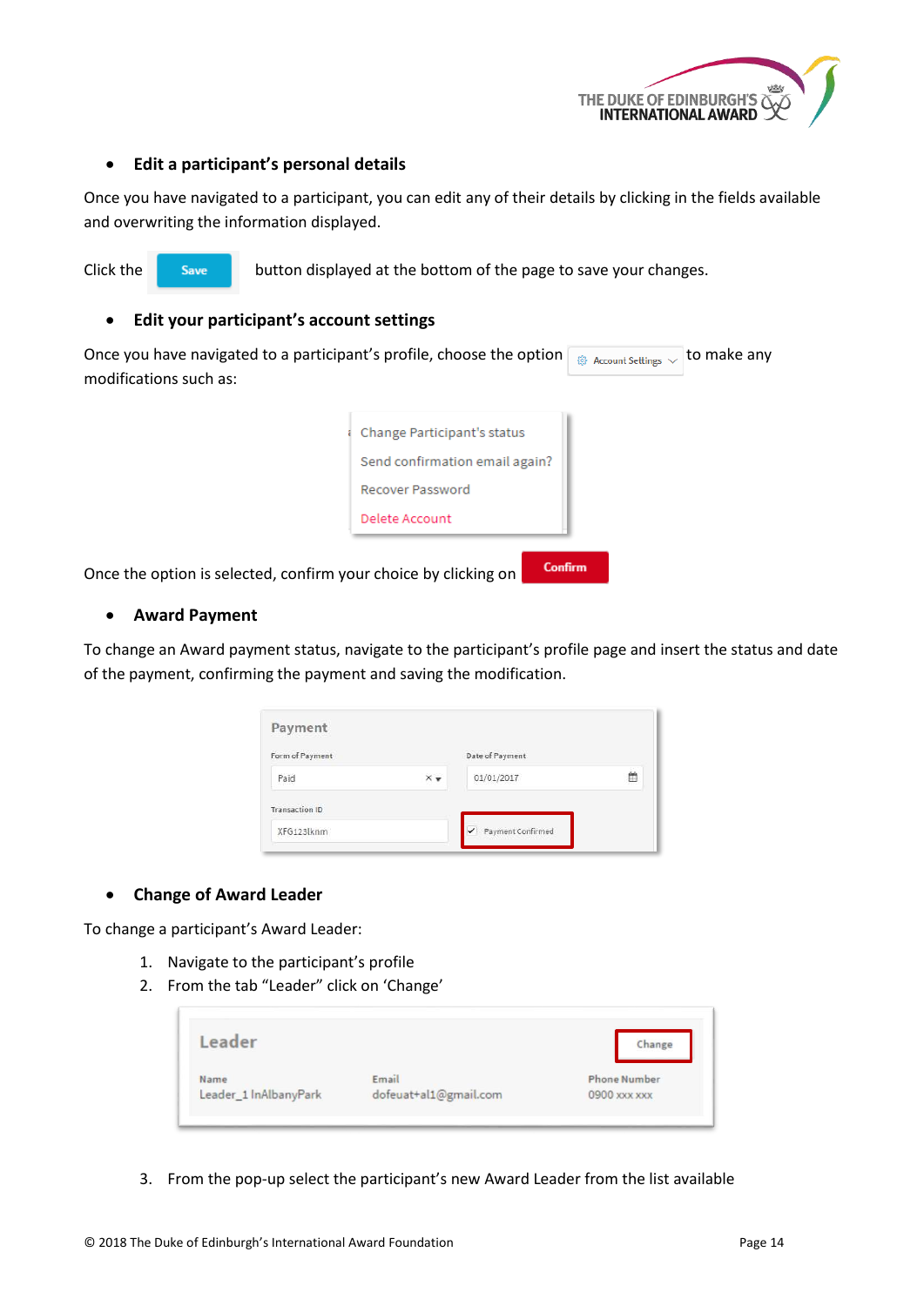- **Edit a participant's personal details**

Once you have navigated to a participant, you can edit any of their details by clicking in the fields available and overwriting the information displayed.

Click the Save button displayed at the bottom of the page to save your changes.

- **Edit your participant's account settings**

Once you have navigated to a participant's profile, choose the option Account Settings to make any modifications such as:

- Change Participant's status
- Send confirmation email again?
- Recover Password
- Delete Account

Once the option is selected, confirm your choice by clicking on Confirm

- **Award Payment**

To change an Award payment status, navigate to the participant's profile page and insert the status and date of the payment, confirming the payment and saving the modification.

- **Change of Award Leader**

To change a participant's Award Leader:

1. Navigate to the participant's profile
2. From the tab "Leader" click on 'Change'
3. From the pop-up select the participant's new Award Leader from the list available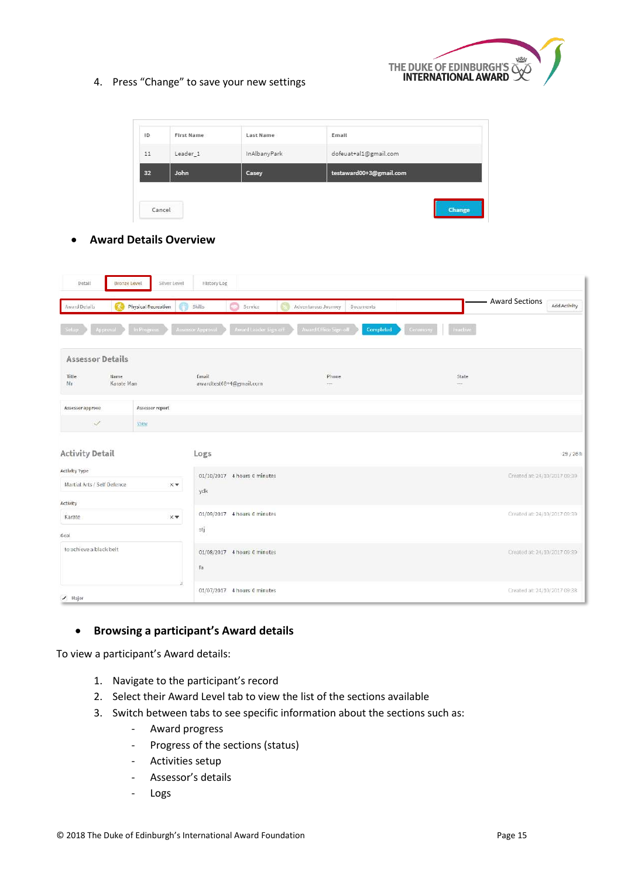4. Press "Change" to save your new settings

| ID | First Name | Last Name | Email |
| --- | --- | --- | --- |
| 11 | Leader_1 | InAlbanyPark | dofeuat+al1@gmail.com |
| 32 | John | Casey | testaward00+3@gmail.com |

Cancel — Change

- **Award Details Overview**

Award Sections

- **Browsing a participant's Award details**

To view a participant's Award details:

1. Navigate to the participant's record
2. Select their Award Level tab to view the list of the sections available
3. Switch between tabs to see specific information about the sections such as:
   - Award progress
   - Progress of the sections (status)
   - Activities setup
   - Assessor's details
   - Logs

© 2018 The Duke of Edinburgh's International Award Foundation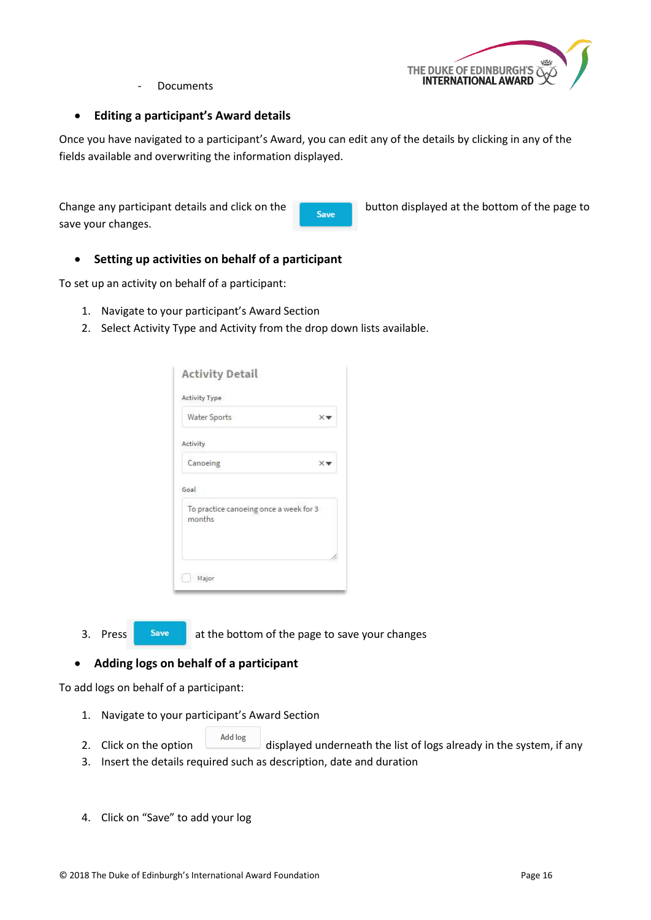- Documents

- **Editing a participant's Award details**

Once you have navigated to a participant's Award, you can edit any of the details by clicking in any of the fields available and overwriting the information displayed.

Change any participant details and click on the Save button displayed at the bottom of the page to save your changes.

- **Setting up activities on behalf of a participant**

To set up an activity on behalf of a participant:

1. Navigate to your participant's Award Section
2. Select Activity Type and Activity from the drop down lists available.

Activity Detail

Activity Type: Water Sports

Activity: Canoeing

Goal: To practice canoeing once a week for 3 months

Major

3. Press Save at the bottom of the page to save your changes

- **Adding logs on behalf of a participant**

To add logs on behalf of a participant:

1. Navigate to your participant's Award Section
2. Click on the option Add log displayed underneath the list of logs already in the system, if any
3. Insert the details required such as description, date and duration
4. Click on "Save" to add your log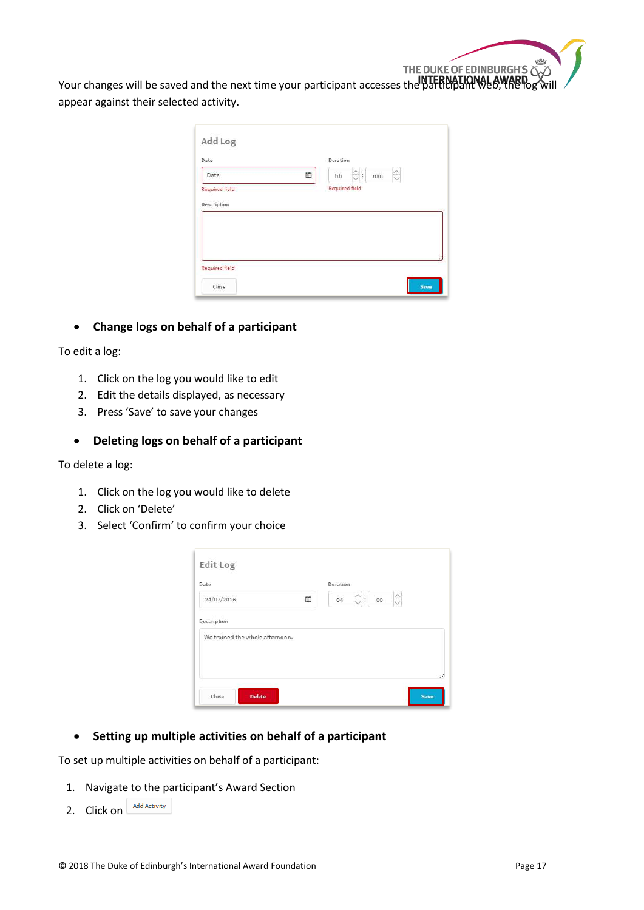Your changes will be saved and the next time your participant accesses the participant web, the log will appear against their selected activity.

- **Change logs on behalf of a participant**

To edit a log:

1. Click on the log you would like to edit
2. Edit the details displayed, as necessary
3. Press 'Save' to save your changes

- **Deleting logs on behalf of a participant**

To delete a log:

1. Click on the log you would like to delete
2. Click on 'Delete'
3. Select 'Confirm' to confirm your choice

- **Setting up multiple activities on behalf of a participant**

To set up multiple activities on behalf of a participant:

1. Navigate to the participant's Award Section
2. Click on Add Activity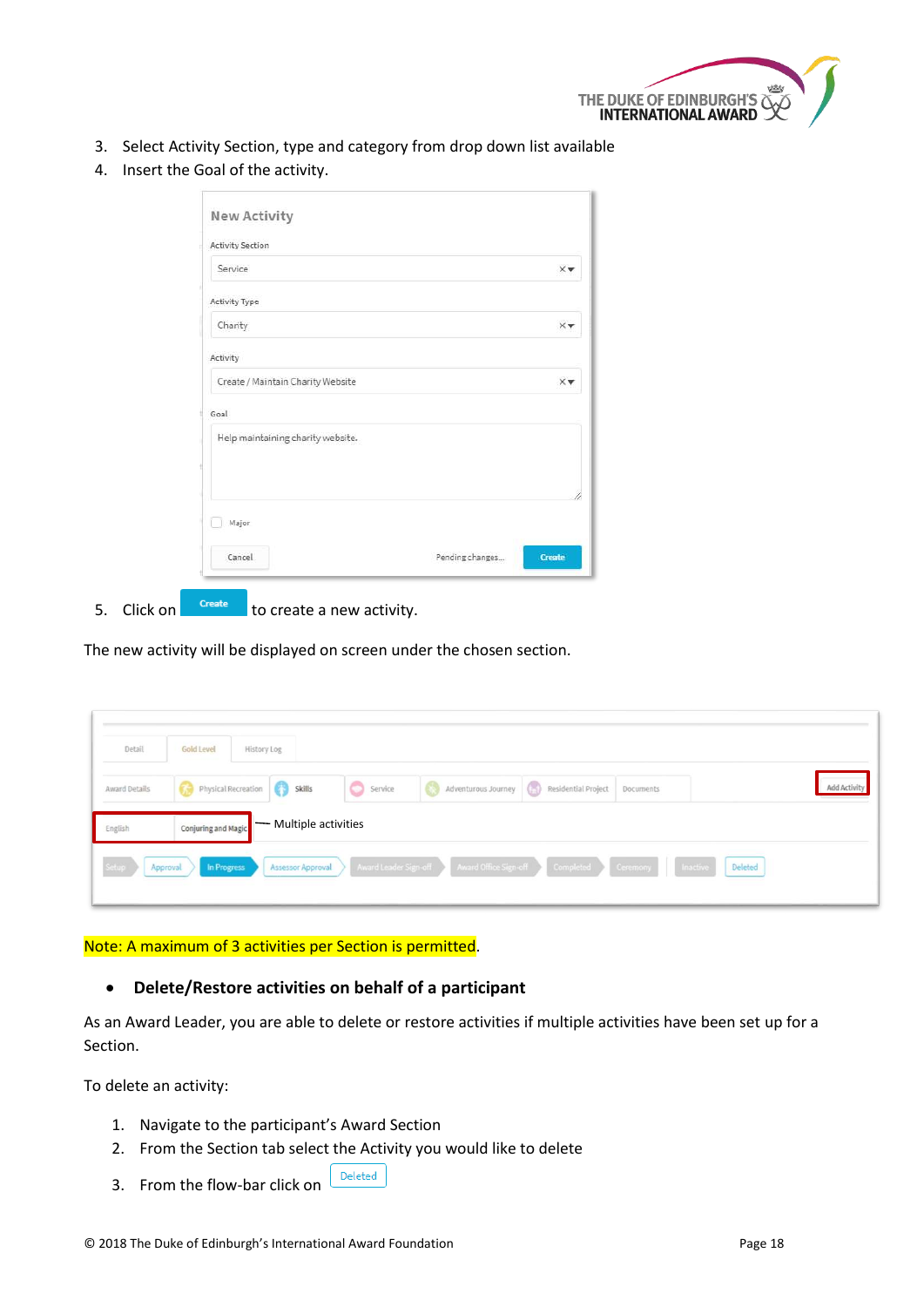3. Select Activity Section, type and category from drop down list available
4. Insert the Goal of the activity.

5. Click on Create to create a new activity.

The new activity will be displayed on screen under the chosen section.

Note: A maximum of 3 activities per Section is permitted.

- **Delete/Restore activities on behalf of a participant**

As an Award Leader, you are able to delete or restore activities if multiple activities have been set up for a Section.

To delete an activity:

1. Navigate to the participant's Award Section
2. From the Section tab select the Activity you would like to delete
3. From the flow-bar click on Deleted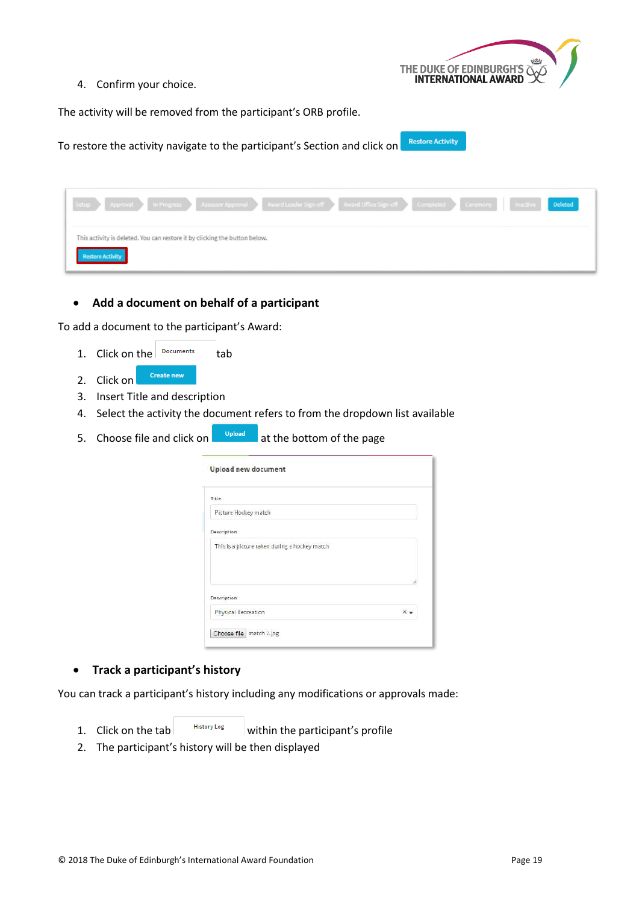4. Confirm your choice.

The activity will be removed from the participant's ORB profile.

To restore the activity navigate to the participant's Section and click on Restore Activity

- **Add a document on behalf of a participant**

To add a document to the participant's Award:

1. Click on the Documents tab
2. Click on Create new
3. Insert Title and description
4. Select the activity the document refers to from the dropdown list available
5. Choose file and click on Upload at the bottom of the page

- **Track a participant's history**

You can track a participant's history including any modifications or approvals made:

1. Click on the tab History Log within the participant's profile
2. The participant's history will be then displayed

© 2018 The Duke of Edinburgh's International Award Foundation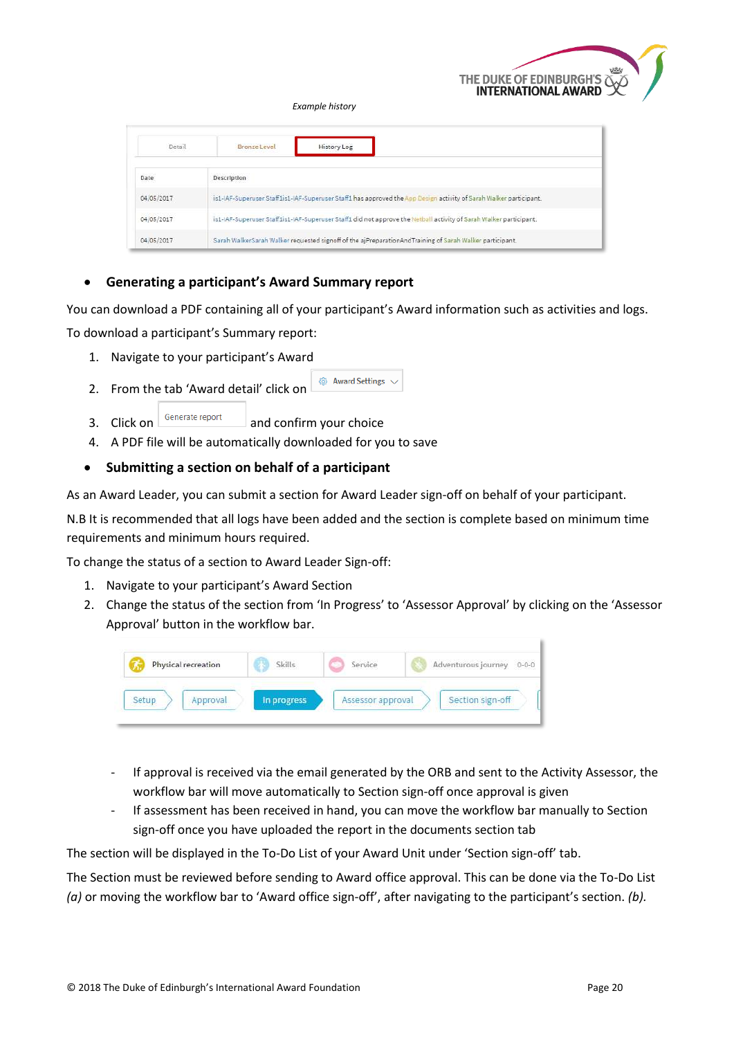*Example history*

| Date | Description |
|---|---|
| 04/05/2017 | is1-IAF-Superuser Staff1is1-IAF-Superuser Staff1 has approved the App Design activity of Sarah Walker participant. |
| 04/05/2017 | is1-IAF-Superuser Staff1is1-IAF-Superuser Staff1 did not approve the Netball activity of Sarah Walker participant. |
| 04/05/2017 | Sarah WalkerSarah Walker requested signoff of the ajPreparationAndTraining of Sarah Walker participant. |

- **Generating a participant's Award Summary report**

You can download a PDF containing all of your participant's Award information such as activities and logs.

To download a participant's Summary report:

1. Navigate to your participant's Award
2. From the tab 'Award detail' click on Award Settings
3. Click on Generate report and confirm your choice
4. A PDF file will be automatically downloaded for you to save

- **Submitting a section on behalf of a participant**

As an Award Leader, you can submit a section for Award Leader sign-off on behalf of your participant.

N.B It is recommended that all logs have been added and the section is complete based on minimum time requirements and minimum hours required.

To change the status of a section to Award Leader Sign-off:

1. Navigate to your participant's Award Section
2. Change the status of the section from 'In Progress' to 'Assessor Approval' by clicking on the 'Assessor Approval' button in the workflow bar.

Physical recreation | Skills | Service | Adventurous journey 0-0-0

Setup → Approval → In progress → Assessor approval → Section sign-off

- If approval is received via the email generated by the ORB and sent to the Activity Assessor, the workflow bar will move automatically to Section sign-off once approval is given
- If assessment has been received in hand, you can move the workflow bar manually to Section sign-off once you have uploaded the report in the documents section tab

The section will be displayed in the To-Do List of your Award Unit under 'Section sign-off' tab.

The Section must be reviewed before sending to Award office approval. This can be done via the To-Do List *(a)* or moving the workflow bar to 'Award office sign-off', after navigating to the participant's section. *(b).*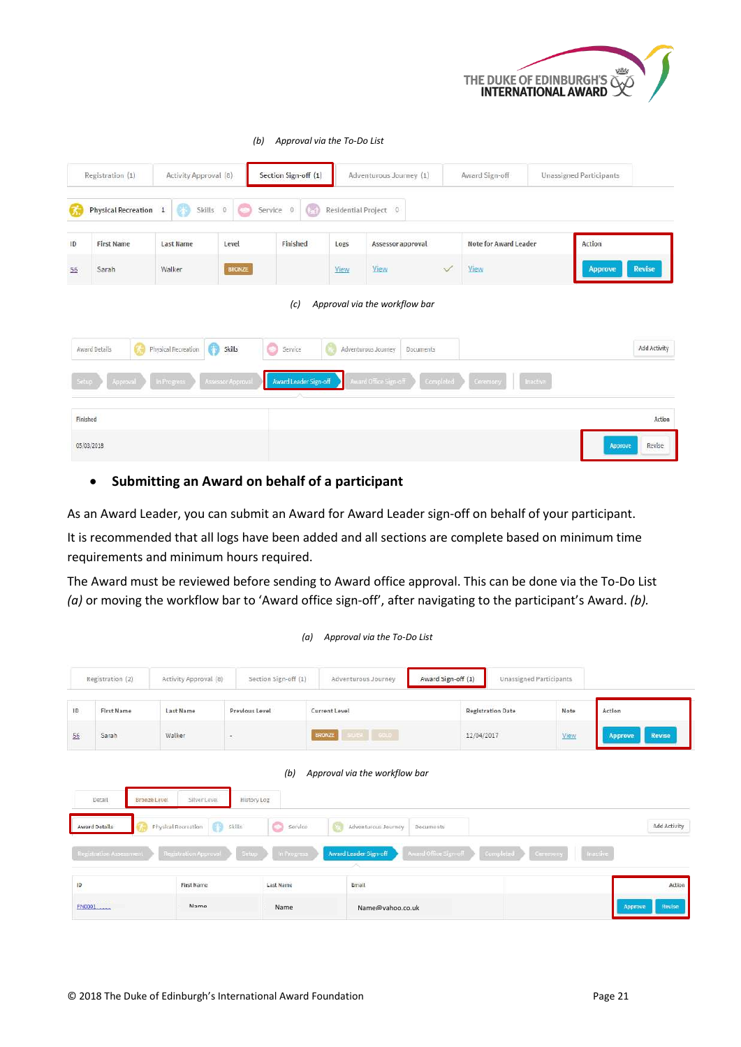*(b) Approval via the To-Do List*

Registration (1) | Activity Approval (8) | Section Sign-off (1) | Adventurous Journey (1) | Award Sign-off | Unassigned Participants

Physical Recreation 1 | Skills 0 | Service 0 | Residential Project 0

| ID | First Name | Last Name | Level | Finished | Logs | Assessor approval | Note for Award Leader | Action |
|---|---|---|---|---|---|---|---|---|
| 56 | Sarah | Walker | BRONZE | | View | View ✓ | View | Approve Revise |

*(c) Approval via the workflow bar*

Award Details | Physical Recreation | Skills | Service | Adventurous Journey | Documents | Add Activity

Setup | Approval | In Progress | Assessor Approval | Award Leader Sign-off | Award Office Sign-off | Completed | Ceremony | Inactive

| Finished | Action |
|---|---|
| 05/03/2018 | Approve Revise |

- **Submitting an Award on behalf of a participant**

As an Award Leader, you can submit an Award for Award Leader sign-off on behalf of your participant.

It is recommended that all logs have been added and all sections are complete based on minimum time requirements and minimum hours required.

The Award must be reviewed before sending to Award office approval. This can be done via the To-Do List *(a)* or moving the workflow bar to 'Award office sign-off', after navigating to the participant's Award. *(b).*

*(a) Approval via the To-Do List*

Registration (2) | Activity Approval (8) | Section Sign-off (1) | Adventurous Journey | Award Sign-off (1) | Unassigned Participants

| ID | First Name | Last Name | Previous Level | Current Level | Registration Date | Note | Action |
|---|---|---|---|---|---|---|---|
| 56 | Sarah | Walker | - | BRONZE SILVER GOLD | 12/04/2017 | View | Approve Revise |

*(b) Approval via the workflow bar*

Detail | Bronze Level | Silver Level | History Log

Award Details | Physical Recreation | Skills | Service | Adventurous Journey | Documents | Add Activity

Registration Assessment | Registration Approval | Setup | In Progress | Award Leader Sign-off | Award Office Sign-off | Completed | Ceremony | Inactive

| ID | First Name | Last Name | Email | Action |
|---|---|---|---|---|
| PN0001 ..... | Name | Name | Name@yahoo.co.uk | Approve Revise |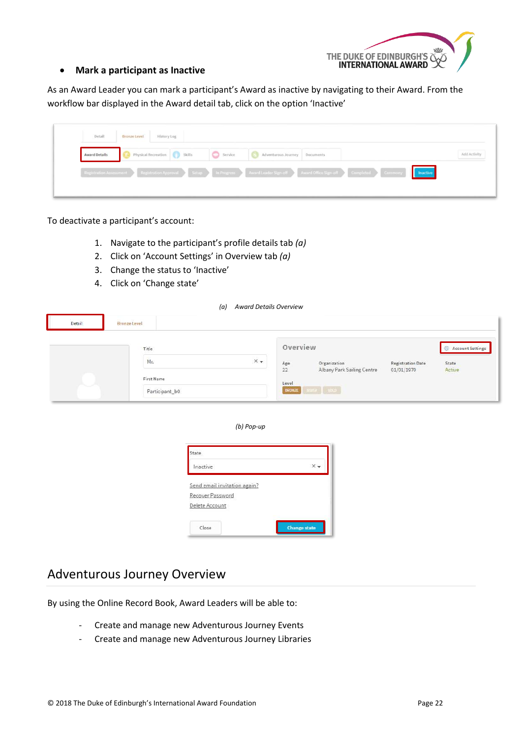- **Mark a participant as Inactive**

As an Award Leader you can mark a participant's Award as inactive by navigating to their Award. From the workflow bar displayed in the Award detail tab, click on the option 'Inactive'

To deactivate a participant's account:

1. Navigate to the participant's profile details tab *(a)*
2. Click on 'Account Settings' in Overview tab *(a)*
3. Change the status to 'Inactive'
4. Click on 'Change state'

*(a) Award Details Overview*

*(b) Pop-up*

## Adventurous Journey Overview

By using the Online Record Book, Award Leaders will be able to:

- Create and manage new Adventurous Journey Events
- Create and manage new Adventurous Journey Libraries

© 2018 The Duke of Edinburgh's International Award Foundation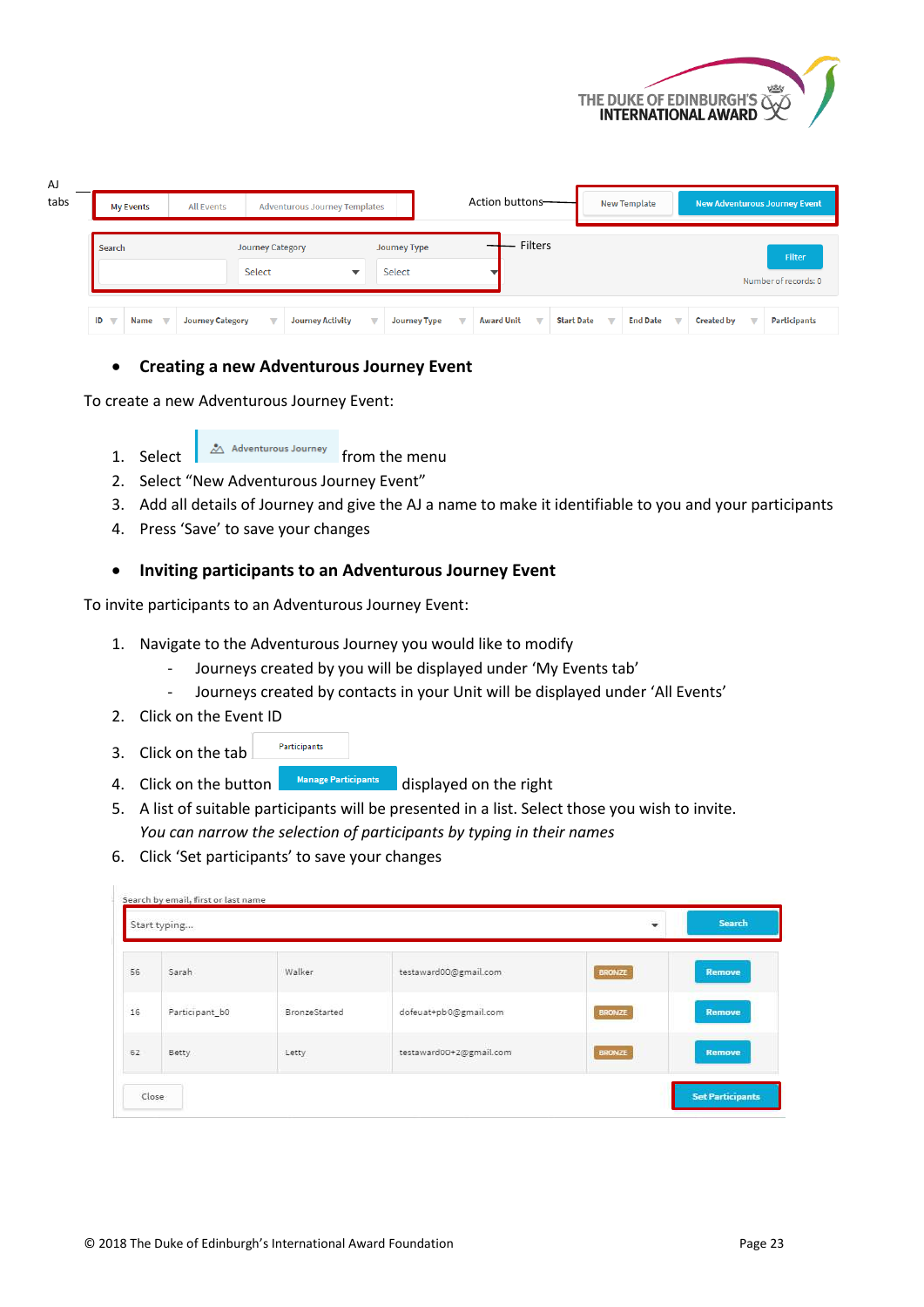AJ tabs

| My Events | All Events | Adventurous Journey Templates |
|---|---|---|

Action buttons: New Template | New Adventurous Journey Event

Filters: Search | Journey Category (Select) | Journey Type (Select) | Filter

Number of records: 0

| ID | Name | Journey Category | Journey Activity | Journey Type | Award Unit | Start Date | End Date | Created by | Participants |
|---|---|---|---|---|---|---|---|---|---|

- **Creating a new Adventurous Journey Event**

To create a new Adventurous Journey Event:

1. Select [Adventurous Journey] from the menu
2. Select "New Adventurous Journey Event"
3. Add all details of Journey and give the AJ a name to make it identifiable to you and your participants
4. Press 'Save' to save your changes

- **Inviting participants to an Adventurous Journey Event**

To invite participants to an Adventurous Journey Event:

1. Navigate to the Adventurous Journey you would like to modify
   - Journeys created by you will be displayed under 'My Events tab'
   - Journeys created by contacts in your Unit will be displayed under 'All Events'
2. Click on the Event ID
3. Click on the tab [Participants]
4. Click on the button [Manage Participants] displayed on the right
5. A list of suitable participants will be presented in a list. Select those you wish to invite.
   *You can narrow the selection of participants by typing in their names*
6. Click 'Set participants' to save your changes

Search by email, first or last name

Start typing... | Search

| 56 | Sarah | Walker | testaward00@gmail.com | BRONZE | Remove |
|---|---|---|---|---|---|
| 16 | Participant_b0 | BronzeStarted | dofeuat+pb0@gmail.com | BRONZE | Remove |
| 62 | Betty | Letty | testaward00+2@gmail.com | BRONZE | Remove |

Close | Set Participants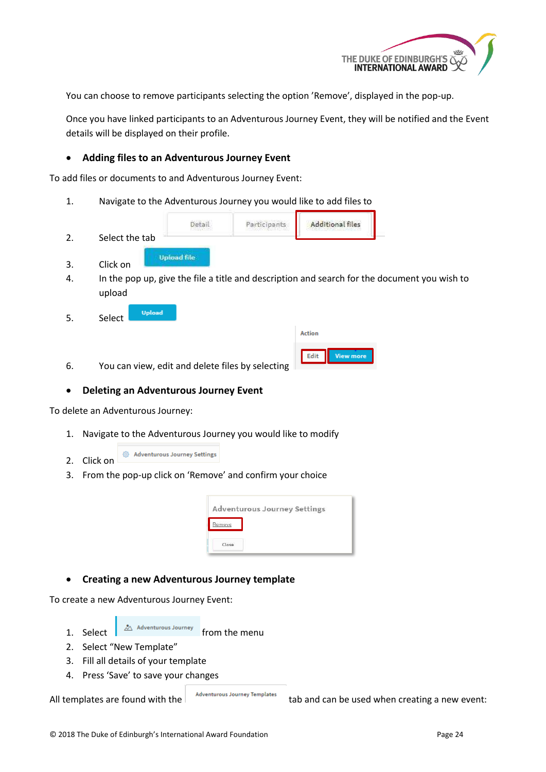You can choose to remove participants selecting the option 'Remove', displayed in the pop-up.

Once you have linked participants to an Adventurous Journey Event, they will be notified and the Event details will be displayed on their profile.

- **Adding files to an Adventurous Journey Event**

To add files or documents to and Adventurous Journey Event:

1. Navigate to the Adventurous Journey you would like to add files to
2. Select the tab Additional files
3. Click on Upload file
4. In the pop up, give the file a title and description and search for the document you wish to upload
5. Select Upload
6. You can view, edit and delete files by selecting Edit / View more

- **Deleting an Adventurous Journey Event**

To delete an Adventurous Journey:

1. Navigate to the Adventurous Journey you would like to modify
2. Click on Adventurous Journey Settings
3. From the pop-up click on 'Remove' and confirm your choice

- **Creating a new Adventurous Journey template**

To create a new Adventurous Journey Event:

1. Select Adventurous Journey from the menu
2. Select "New Template"
3. Fill all details of your template
4. Press 'Save' to save your changes

All templates are found with the Adventurous Journey Templates tab and can be used when creating a new event: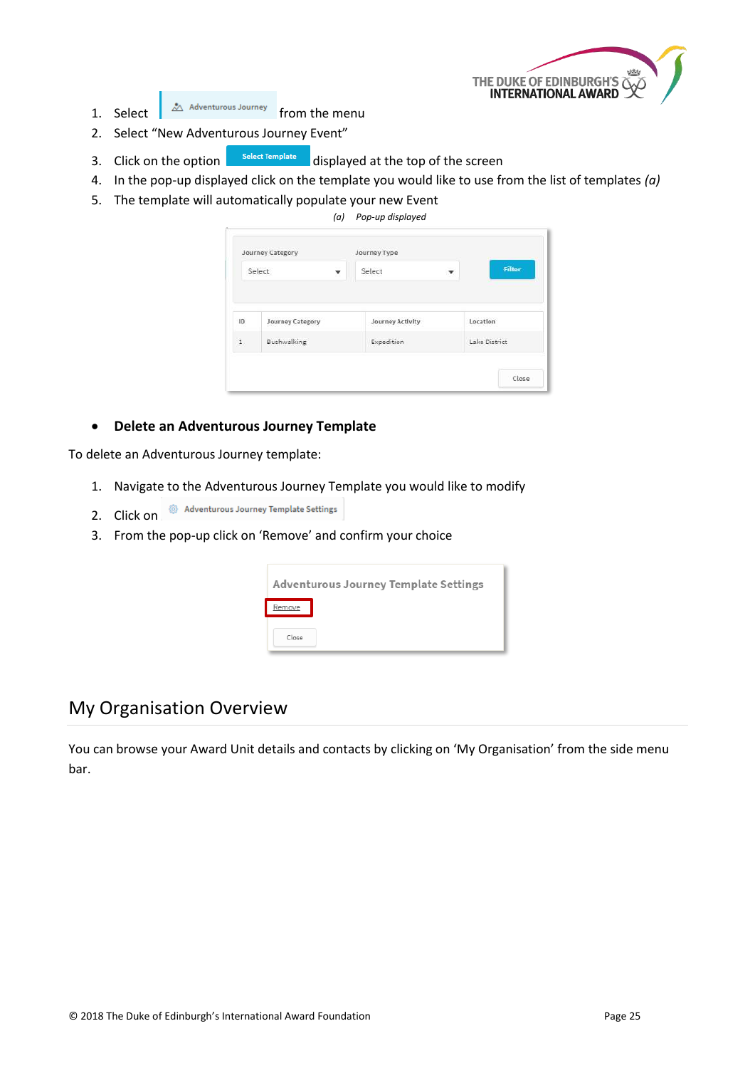1. Select Adventurous Journey from the menu
2. Select “New Adventurous Journey Event”
3. Click on the option Select Template displayed at the top of the screen
4. In the pop-up displayed click on the template you would like to use from the list of templates *(a)*
5. The template will automatically populate your new Event

*(a) Pop-up displayed*

| Journey Category | Journey Type | |
|---|---|---|
| Select | Select | Filter |

| ID | Journey Category | Journey Activity | Location |
|---|---|---|---|
| 1 | Bushwalking | Expedition | Lake District |

Close

- **Delete an Adventurous Journey Template**

To delete an Adventurous Journey template:

1. Navigate to the Adventurous Journey Template you would like to modify
2. Click on Adventurous Journey Template Settings
3. From the pop-up click on ‘Remove’ and confirm your choice

Adventurous Journey Template Settings

Remove

Close

## My Organisation Overview

You can browse your Award Unit details and contacts by clicking on ‘My Organisation’ from the side menu bar.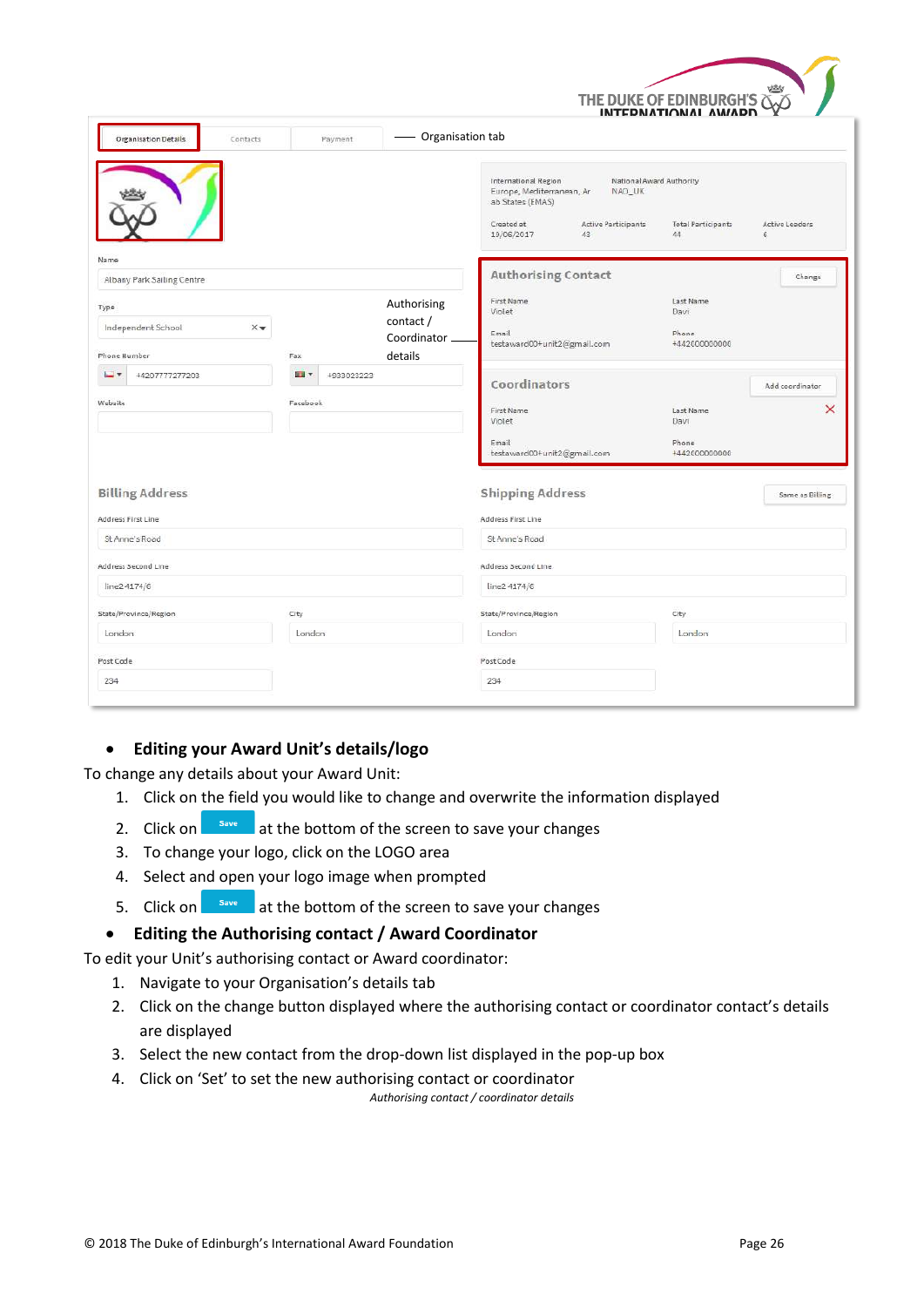- **Editing your Award Unit's details/logo**

To change any details about your Award Unit:

1. Click on the field you would like to change and overwrite the information displayed
2. Click on Save at the bottom of the screen to save your changes
3. To change your logo, click on the LOGO area
4. Select and open your logo image when prompted
5. Click on Save at the bottom of the screen to save your changes

- **Editing the Authorising contact / Award Coordinator**

To edit your Unit's authorising contact or Award coordinator:

1. Navigate to your Organisation's details tab
2. Click on the change button displayed where the authorising contact or coordinator contact's details are displayed
3. Select the new contact from the drop-down list displayed in the pop-up box
4. Click on 'Set' to set the new authorising contact or coordinator

*Authorising contact / coordinator details*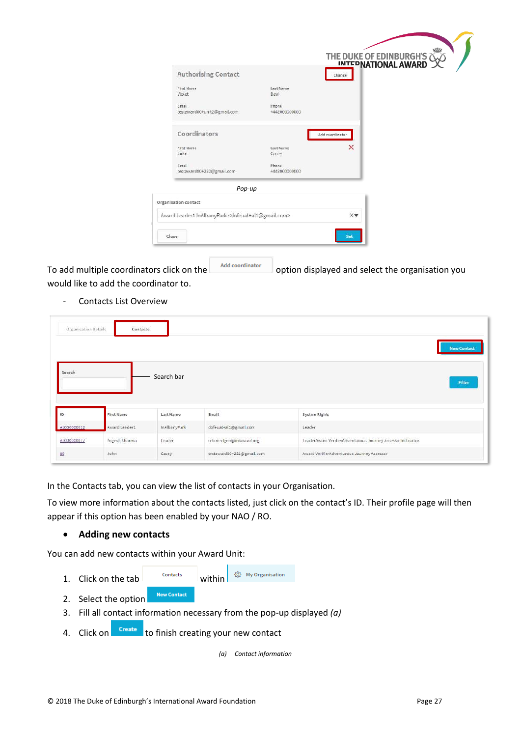Pop-up

To add multiple coordinators click on the Add coordinator option displayed and select the organisation you would like to add the coordinator to.

- Contacts List Overview

In the Contacts tab, you can view the list of contacts in your Organisation.

To view more information about the contacts listed, just click on the contact's ID. Their profile page will then appear if this option has been enabled by your NAO / RO.

- **Adding new contacts**

You can add new contacts within your Award Unit:

1. Click on the tab Contacts within My Organisation
2. Select the option New Contact
3. Fill all contact information necessary from the pop-up displayed *(a)*
4. Click on Create to finish creating your new contact

*(a) Contact information*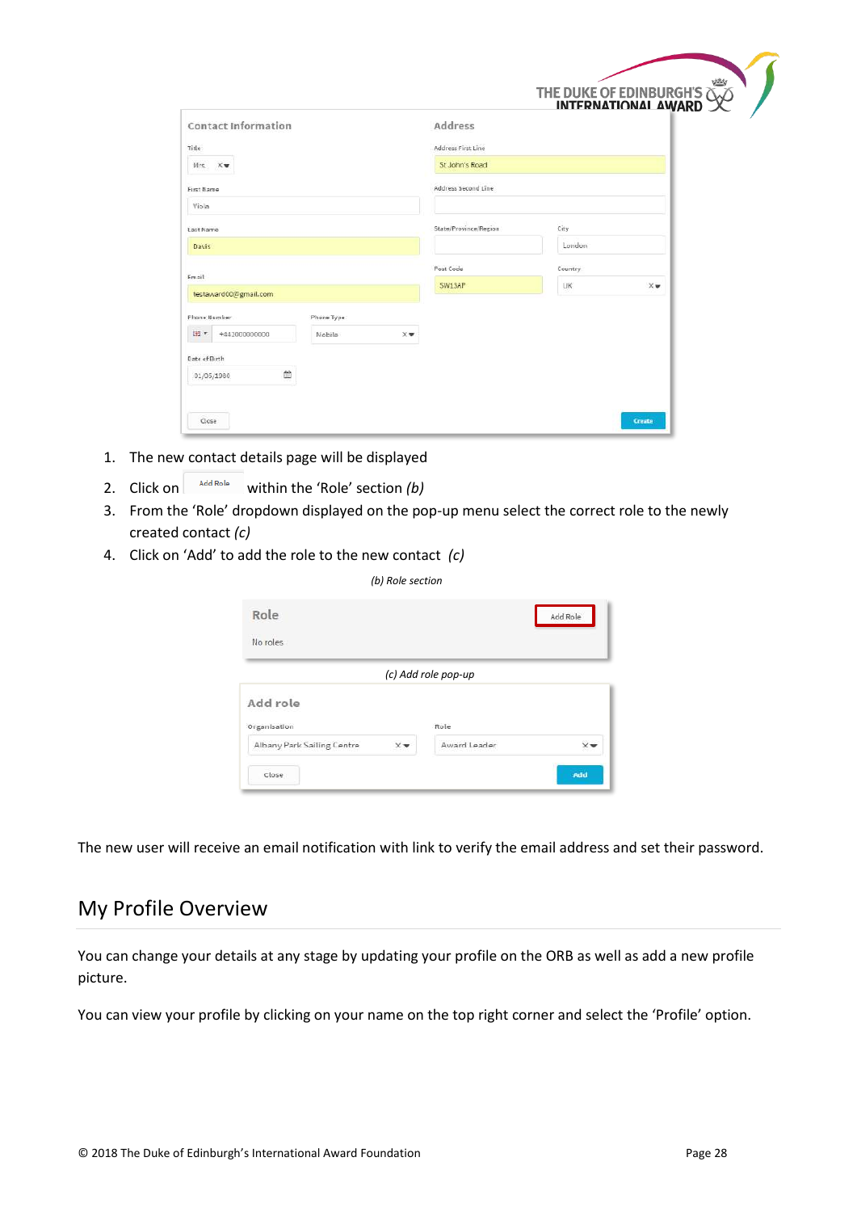1. The new contact details page will be displayed
2. Click on Add Role within the 'Role' section *(b)*
3. From the 'Role' dropdown displayed on the pop-up menu select the correct role to the newly created contact *(c)*
4. Click on 'Add' to add the role to the new contact *(c)*

*(b) Role section*

*(c) Add role pop-up*

The new user will receive an email notification with link to verify the email address and set their password.

## My Profile Overview

You can change your details at any stage by updating your profile on the ORB as well as add a new profile picture.

You can view your profile by clicking on your name on the top right corner and select the 'Profile' option.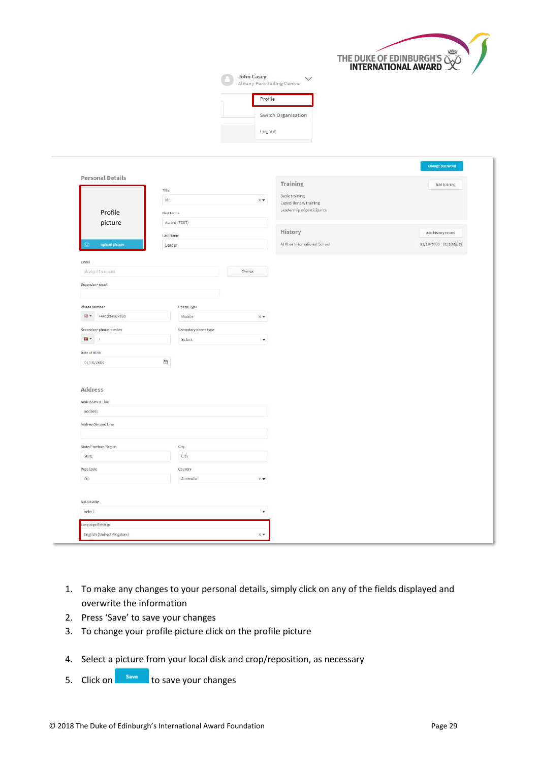1. To make any changes to your personal details, simply click on any of the fields displayed and overwrite the information
2. Press ‘Save’ to save your changes
3. To change your profile picture click on the profile picture
4. Select a picture from your local disk and crop/reposition, as necessary
5. Click on Save to save your changes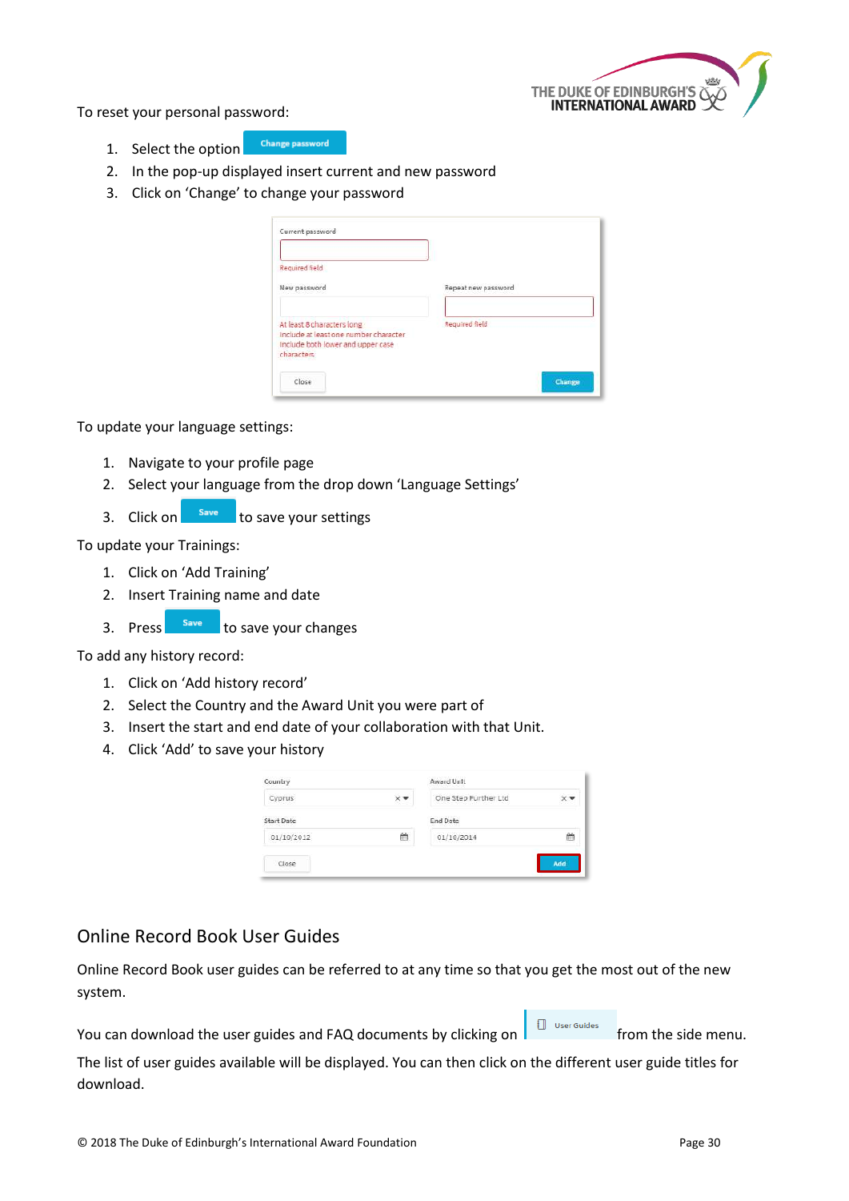To reset your personal password:

1. Select the option Change password
2. In the pop-up displayed insert current and new password
3. Click on 'Change' to change your password

To update your language settings:

1. Navigate to your profile page
2. Select your language from the drop down 'Language Settings'
3. Click on Save to save your settings

To update your Trainings:

1. Click on 'Add Training'
2. Insert Training name and date
3. Press Save to save your changes

To add any history record:

1. Click on 'Add history record'
2. Select the Country and the Award Unit you were part of
3. Insert the start and end date of your collaboration with that Unit.
4. Click 'Add' to save your history

## Online Record Book User Guides

Online Record Book user guides can be referred to at any time so that you get the most out of the new system.

You can download the user guides and FAQ documents by clicking on User Guides from the side menu.

The list of user guides available will be displayed. You can then click on the different user guide titles for download.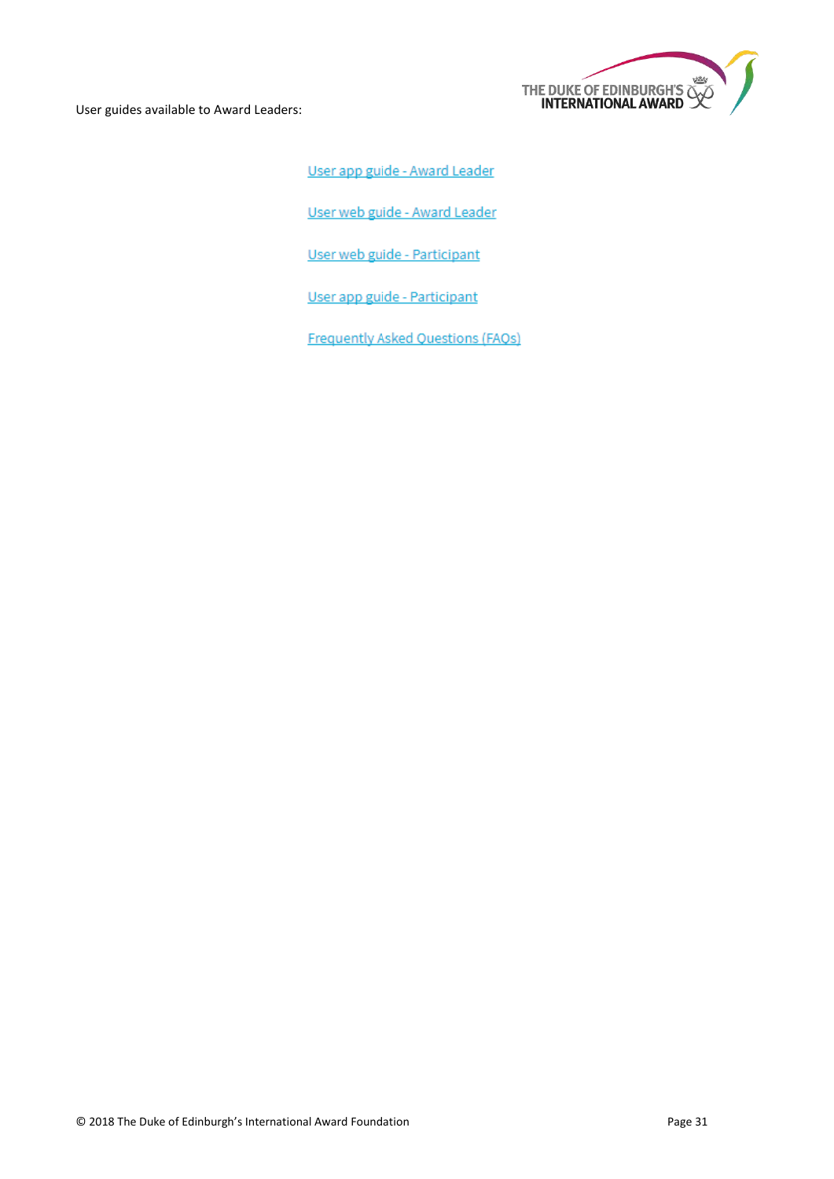User guides available to Award Leaders:

User app guide - Award Leader

User web guide - Award Leader

User web guide - Participant

User app guide - Participant

Frequently Asked Questions (FAQs)